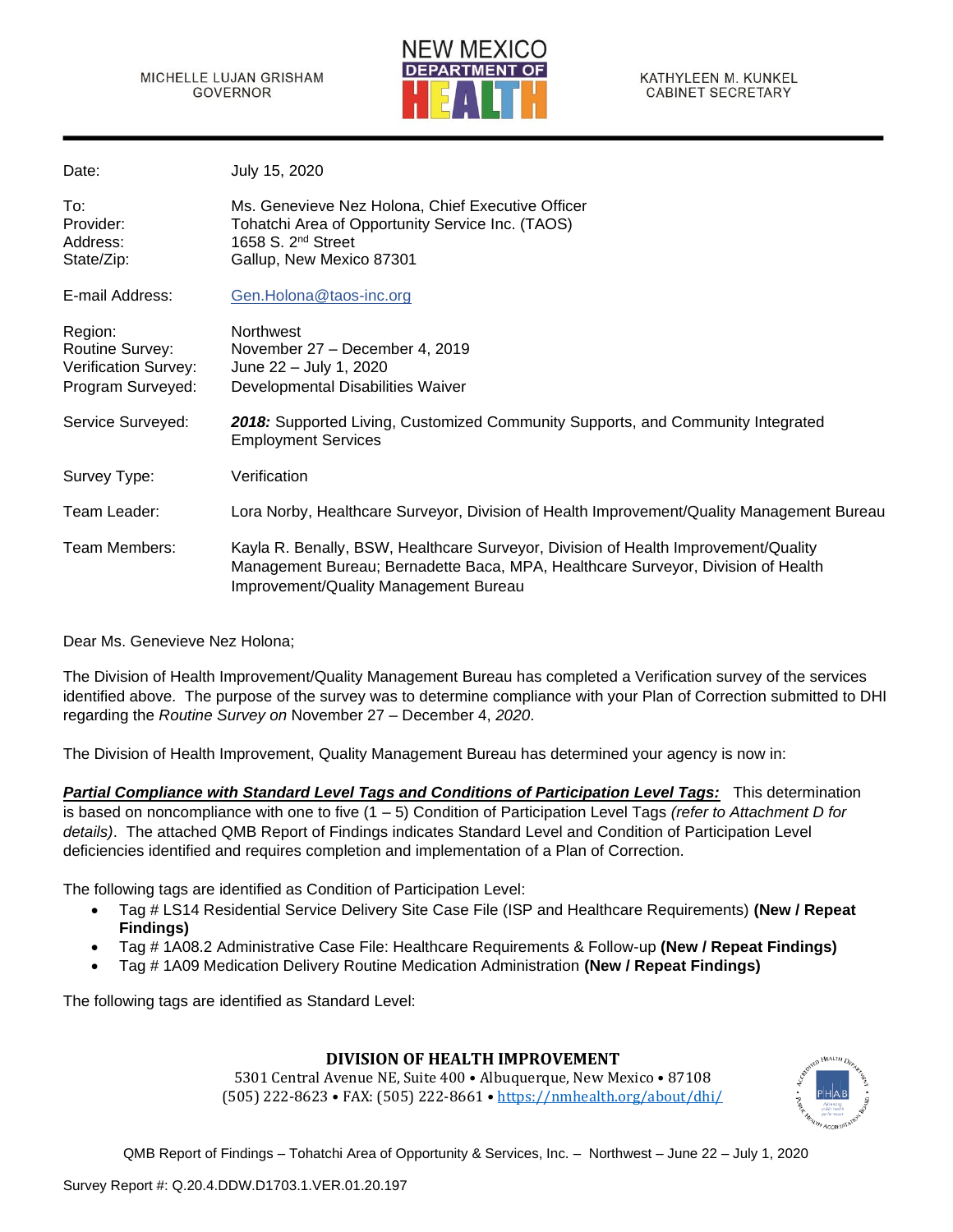MICHELLE LUJAN GRISHAM
GOVERNOR

NEW MEXICO DEPARTMENT OF HEALTH

KATHYLEEN M. KUNKEL
CABINET SECRETARY

| | |
|---|---|
| Date: | July 15, 2020 |
| To: | Ms. Genevieve Nez Holona, Chief Executive Officer |
| Provider: | Tohatchi Area of Opportunity Service Inc. (TAOS) |
| Address: | 1658 S. 2nd Street |
| State/Zip: | Gallup, New Mexico 87301 |
| E-mail Address: | Gen.Holona@taos-inc.org |
| Region: | Northwest |
| Routine Survey: | November 27 – December 4, 2019 |
| Verification Survey: | June 22 – July 1, 2020 |
| Program Surveyed: | Developmental Disabilities Waiver |
| Service Surveyed: | ***2018:*** Supported Living, Customized Community Supports, and Community Integrated Employment Services |
| Survey Type: | Verification |
| Team Leader: | Lora Norby, Healthcare Surveyor, Division of Health Improvement/Quality Management Bureau |
| Team Members: | Kayla R. Benally, BSW, Healthcare Surveyor, Division of Health Improvement/Quality Management Bureau; Bernadette Baca, MPA, Healthcare Surveyor, Division of Health Improvement/Quality Management Bureau |

Dear Ms. Genevieve Nez Holona;

The Division of Health Improvement/Quality Management Bureau has completed a Verification survey of the services identified above. The purpose of the survey was to determine compliance with your Plan of Correction submitted to DHI regarding the *Routine Survey on* November 27 – December 4, *2020*.

The Division of Health Improvement, Quality Management Bureau has determined your agency is now in:

***Partial Compliance with Standard Level Tags and Conditions of Participation Level Tags:*** This determination is based on noncompliance with one to five (1 – 5) Condition of Participation Level Tags *(refer to Attachment D for details)*. The attached QMB Report of Findings indicates Standard Level and Condition of Participation Level deficiencies identified and requires completion and implementation of a Plan of Correction.

The following tags are identified as Condition of Participation Level:

- Tag # LS14 Residential Service Delivery Site Case File (ISP and Healthcare Requirements) **(New / Repeat Findings)**
- Tag # 1A08.2 Administrative Case File: Healthcare Requirements & Follow-up **(New / Repeat Findings)**
- Tag # 1A09 Medication Delivery Routine Medication Administration **(New / Repeat Findings)**

The following tags are identified as Standard Level:

**DIVISION OF HEALTH IMPROVEMENT**
5301 Central Avenue NE, Suite 400 • Albuquerque, New Mexico • 87108
(505) 222-8623 • FAX: (505) 222-8661 • https://nmhealth.org/about/dhi/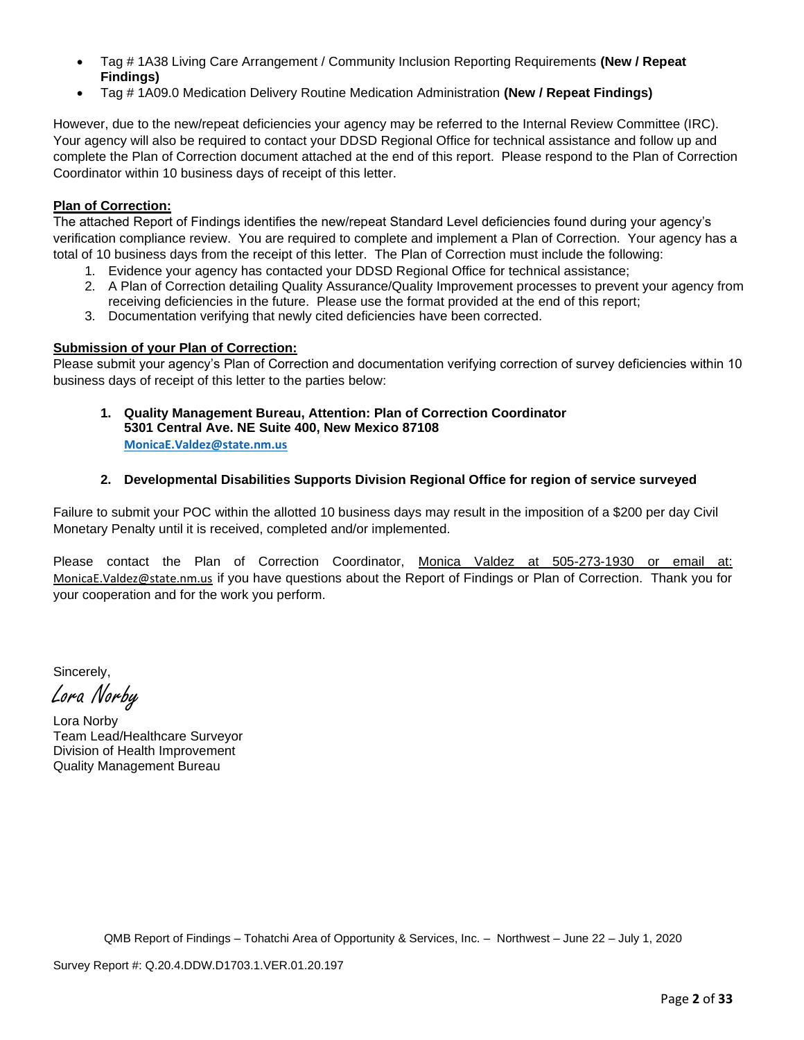- Tag # 1A38 Living Care Arrangement / Community Inclusion Reporting Requirements **(New / Repeat Findings)**
- Tag # 1A09.0 Medication Delivery Routine Medication Administration **(New / Repeat Findings)**

However, due to the new/repeat deficiencies your agency may be referred to the Internal Review Committee (IRC). Your agency will also be required to contact your DDSD Regional Office for technical assistance and follow up and complete the Plan of Correction document attached at the end of this report. Please respond to the Plan of Correction Coordinator within 10 business days of receipt of this letter.

**Plan of Correction:**

The attached Report of Findings identifies the new/repeat Standard Level deficiencies found during your agency's verification compliance review. You are required to complete and implement a Plan of Correction. Your agency has a total of 10 business days from the receipt of this letter. The Plan of Correction must include the following:

1. Evidence your agency has contacted your DDSD Regional Office for technical assistance;
2. A Plan of Correction detailing Quality Assurance/Quality Improvement processes to prevent your agency from receiving deficiencies in the future. Please use the format provided at the end of this report;
3. Documentation verifying that newly cited deficiencies have been corrected.

**Submission of your Plan of Correction:**

Please submit your agency's Plan of Correction and documentation verifying correction of survey deficiencies within 10 business days of receipt of this letter to the parties below:

1. **Quality Management Bureau, Attention: Plan of Correction Coordinator**
   **5301 Central Ave. NE Suite 400, New Mexico 87108**
   **MonicaE.Valdez@state.nm.us**

2. **Developmental Disabilities Supports Division Regional Office for region of service surveyed**

Failure to submit your POC within the allotted 10 business days may result in the imposition of a $200 per day Civil Monetary Penalty until it is received, completed and/or implemented.

Please contact the Plan of Correction Coordinator, Monica Valdez at 505-273-1930 or email at: MonicaE.Valdez@state.nm.us if you have questions about the Report of Findings or Plan of Correction. Thank you for your cooperation and for the work you perform.

Sincerely,

*Lora Norby*

Lora Norby
Team Lead/Healthcare Surveyor
Division of Health Improvement
Quality Management Bureau

QMB Report of Findings – Tohatchi Area of Opportunity & Services, Inc. – Northwest – June 22 – July 1, 2020

Survey Report #: Q.20.4.DDW.D1703.1.VER.01.20.197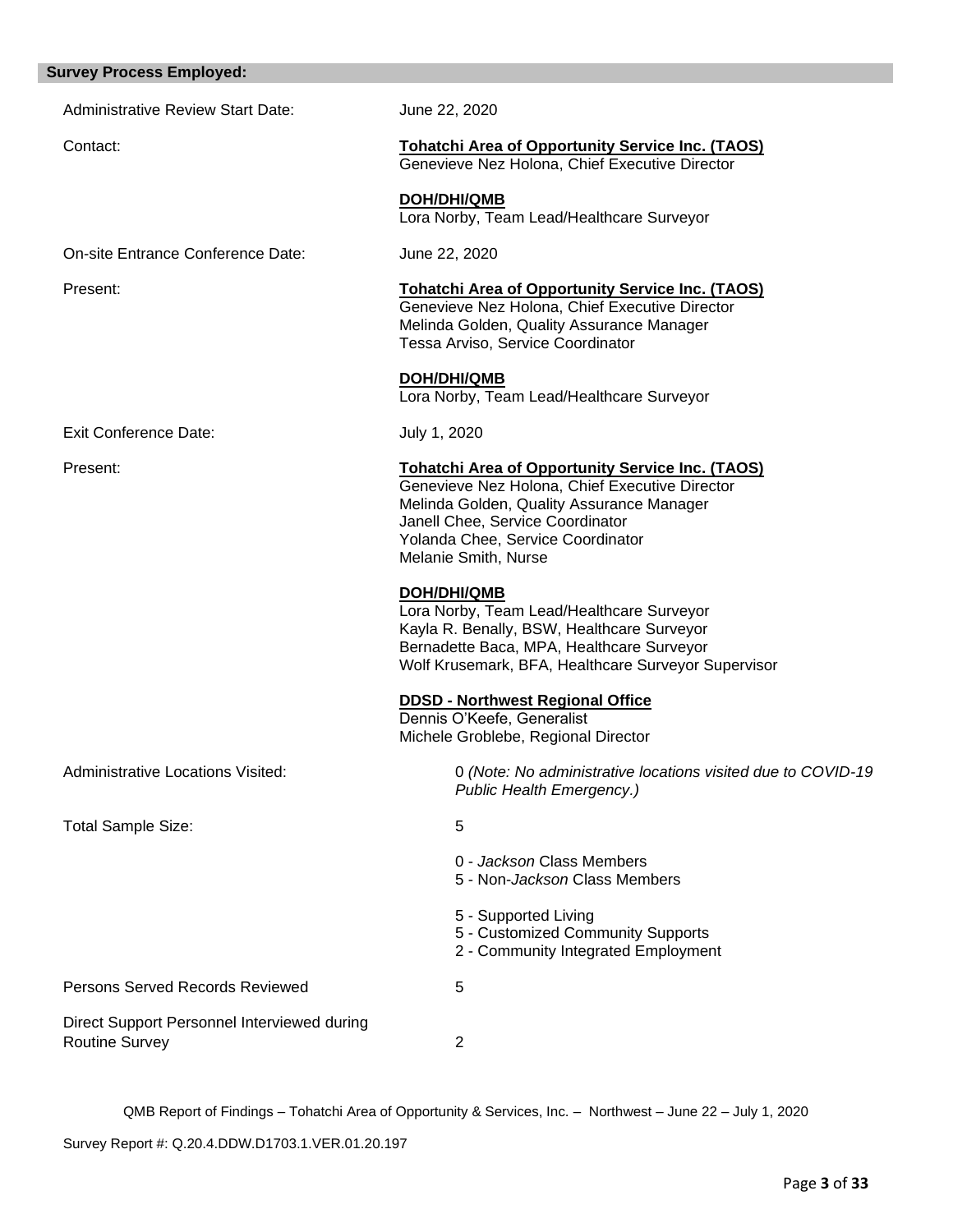## Survey Process Employed:

Administrative Review Start Date: June 22, 2020

Contact:

**Tohatchi Area of Opportunity Service Inc. (TAOS)**
Genevieve Nez Holona, Chief Executive Director

**DOH/DHI/QMB**
Lora Norby, Team Lead/Healthcare Surveyor

On-site Entrance Conference Date: June 22, 2020

Present:

**Tohatchi Area of Opportunity Service Inc. (TAOS)**
Genevieve Nez Holona, Chief Executive Director
Melinda Golden, Quality Assurance Manager
Tessa Arviso, Service Coordinator

**DOH/DHI/QMB**
Lora Norby, Team Lead/Healthcare Surveyor

Exit Conference Date: July 1, 2020

Present:

**Tohatchi Area of Opportunity Service Inc. (TAOS)**
Genevieve Nez Holona, Chief Executive Director
Melinda Golden, Quality Assurance Manager
Janell Chee, Service Coordinator
Yolanda Chee, Service Coordinator
Melanie Smith, Nurse

**DOH/DHI/QMB**
Lora Norby, Team Lead/Healthcare Surveyor
Kayla R. Benally, BSW, Healthcare Surveyor
Bernadette Baca, MPA, Healthcare Surveyor
Wolf Krusemark, BFA, Healthcare Surveyor Supervisor

**DDSD - Northwest Regional Office**
Dennis O'Keefe, Generalist
Michele Groblebe, Regional Director

Administrative Locations Visited: 0 *(Note: No administrative locations visited due to COVID-19 Public Health Emergency.)*

Total Sample Size: 5

- 0 - *Jackson* Class Members
- 5 - Non-*Jackson* Class Members

- 5 - Supported Living
- 5 - Customized Community Supports
- 2 - Community Integrated Employment

Persons Served Records Reviewed: 5

Direct Support Personnel Interviewed during Routine Survey: 2

QMB Report of Findings – Tohatchi Area of Opportunity & Services, Inc. – Northwest – June 22 – July 1, 2020

Survey Report #: Q.20.4.DDW.D1703.1.VER.01.20.197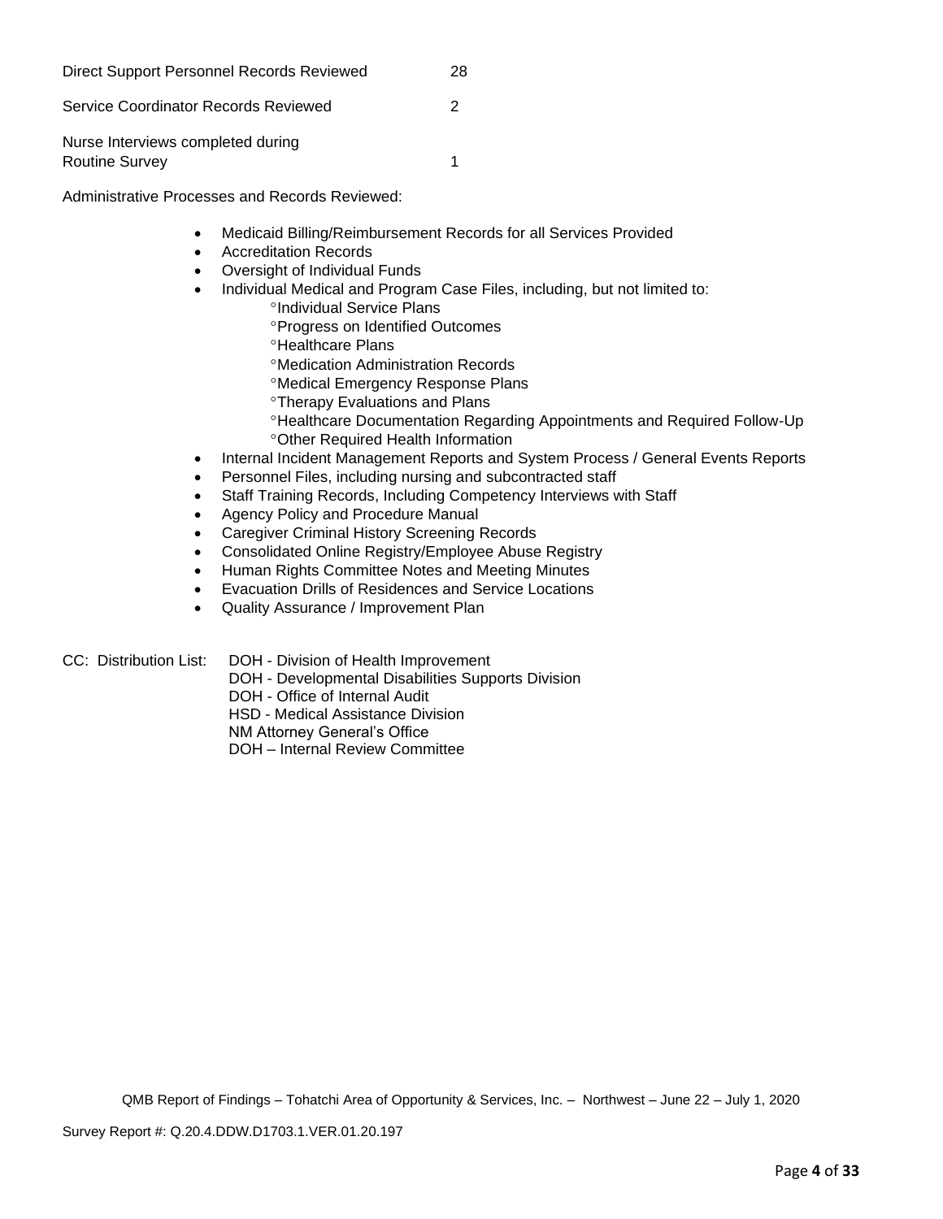Direct Support Personnel Records Reviewed 28

Service Coordinator Records Reviewed 2

Nurse Interviews completed during Routine Survey 1

Administrative Processes and Records Reviewed:

- Medicaid Billing/Reimbursement Records for all Services Provided
- Accreditation Records
- Oversight of Individual Funds
- Individual Medical and Program Case Files, including, but not limited to:
  - °Individual Service Plans
  - °Progress on Identified Outcomes
  - °Healthcare Plans
  - °Medication Administration Records
  - °Medical Emergency Response Plans
  - °Therapy Evaluations and Plans
  - °Healthcare Documentation Regarding Appointments and Required Follow-Up
  - °Other Required Health Information
- Internal Incident Management Reports and System Process / General Events Reports
- Personnel Files, including nursing and subcontracted staff
- Staff Training Records, Including Competency Interviews with Staff
- Agency Policy and Procedure Manual
- Caregiver Criminal History Screening Records
- Consolidated Online Registry/Employee Abuse Registry
- Human Rights Committee Notes and Meeting Minutes
- Evacuation Drills of Residences and Service Locations
- Quality Assurance / Improvement Plan

CC: Distribution List: DOH - Division of Health Improvement
DOH - Developmental Disabilities Supports Division
DOH - Office of Internal Audit
HSD - Medical Assistance Division
NM Attorney General's Office
DOH – Internal Review Committee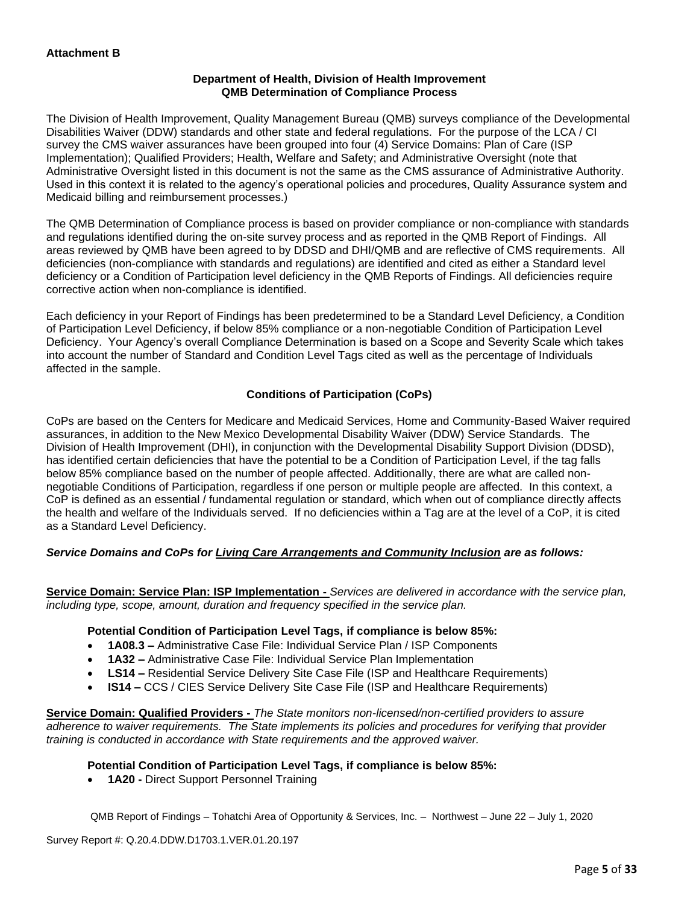**Attachment B**

**Department of Health, Division of Health Improvement**
**QMB Determination of Compliance Process**

The Division of Health Improvement, Quality Management Bureau (QMB) surveys compliance of the Developmental Disabilities Waiver (DDW) standards and other state and federal regulations. For the purpose of the LCA / CI survey the CMS waiver assurances have been grouped into four (4) Service Domains: Plan of Care (ISP Implementation); Qualified Providers; Health, Welfare and Safety; and Administrative Oversight (note that Administrative Oversight listed in this document is not the same as the CMS assurance of Administrative Authority. Used in this context it is related to the agency's operational policies and procedures, Quality Assurance system and Medicaid billing and reimbursement processes.)

The QMB Determination of Compliance process is based on provider compliance or non-compliance with standards and regulations identified during the on-site survey process and as reported in the QMB Report of Findings. All areas reviewed by QMB have been agreed to by DDSD and DHI/QMB and are reflective of CMS requirements. All deficiencies (non-compliance with standards and regulations) are identified and cited as either a Standard level deficiency or a Condition of Participation level deficiency in the QMB Reports of Findings. All deficiencies require corrective action when non-compliance is identified.

Each deficiency in your Report of Findings has been predetermined to be a Standard Level Deficiency, a Condition of Participation Level Deficiency, if below 85% compliance or a non-negotiable Condition of Participation Level Deficiency. Your Agency's overall Compliance Determination is based on a Scope and Severity Scale which takes into account the number of Standard and Condition Level Tags cited as well as the percentage of Individuals affected in the sample.

**Conditions of Participation (CoPs)**

CoPs are based on the Centers for Medicare and Medicaid Services, Home and Community-Based Waiver required assurances, in addition to the New Mexico Developmental Disability Waiver (DDW) Service Standards. The Division of Health Improvement (DHI), in conjunction with the Developmental Disability Support Division (DDSD), has identified certain deficiencies that have the potential to be a Condition of Participation Level, if the tag falls below 85% compliance based on the number of people affected. Additionally, there are what are called non-negotiable Conditions of Participation, regardless if one person or multiple people are affected. In this context, a CoP is defined as an essential / fundamental regulation or standard, which when out of compliance directly affects the health and welfare of the Individuals served. If no deficiencies within a Tag are at the level of a CoP, it is cited as a Standard Level Deficiency.

***Service Domains and CoPs for Living Care Arrangements and Community Inclusion are as follows:***

**Service Domain: Service Plan: ISP Implementation -** *Services are delivered in accordance with the service plan, including type, scope, amount, duration and frequency specified in the service plan.*

**Potential Condition of Participation Level Tags, if compliance is below 85%:**

- **1A08.3 –** Administrative Case File: Individual Service Plan / ISP Components
- **1A32 –** Administrative Case File: Individual Service Plan Implementation
- **LS14 –** Residential Service Delivery Site Case File (ISP and Healthcare Requirements)
- **IS14 –** CCS / CIES Service Delivery Site Case File (ISP and Healthcare Requirements)

**Service Domain: Qualified Providers -** *The State monitors non-licensed/non-certified providers to assure adherence to waiver requirements. The State implements its policies and procedures for verifying that provider training is conducted in accordance with State requirements and the approved waiver.*

**Potential Condition of Participation Level Tags, if compliance is below 85%:**

- **1A20 -** Direct Support Personnel Training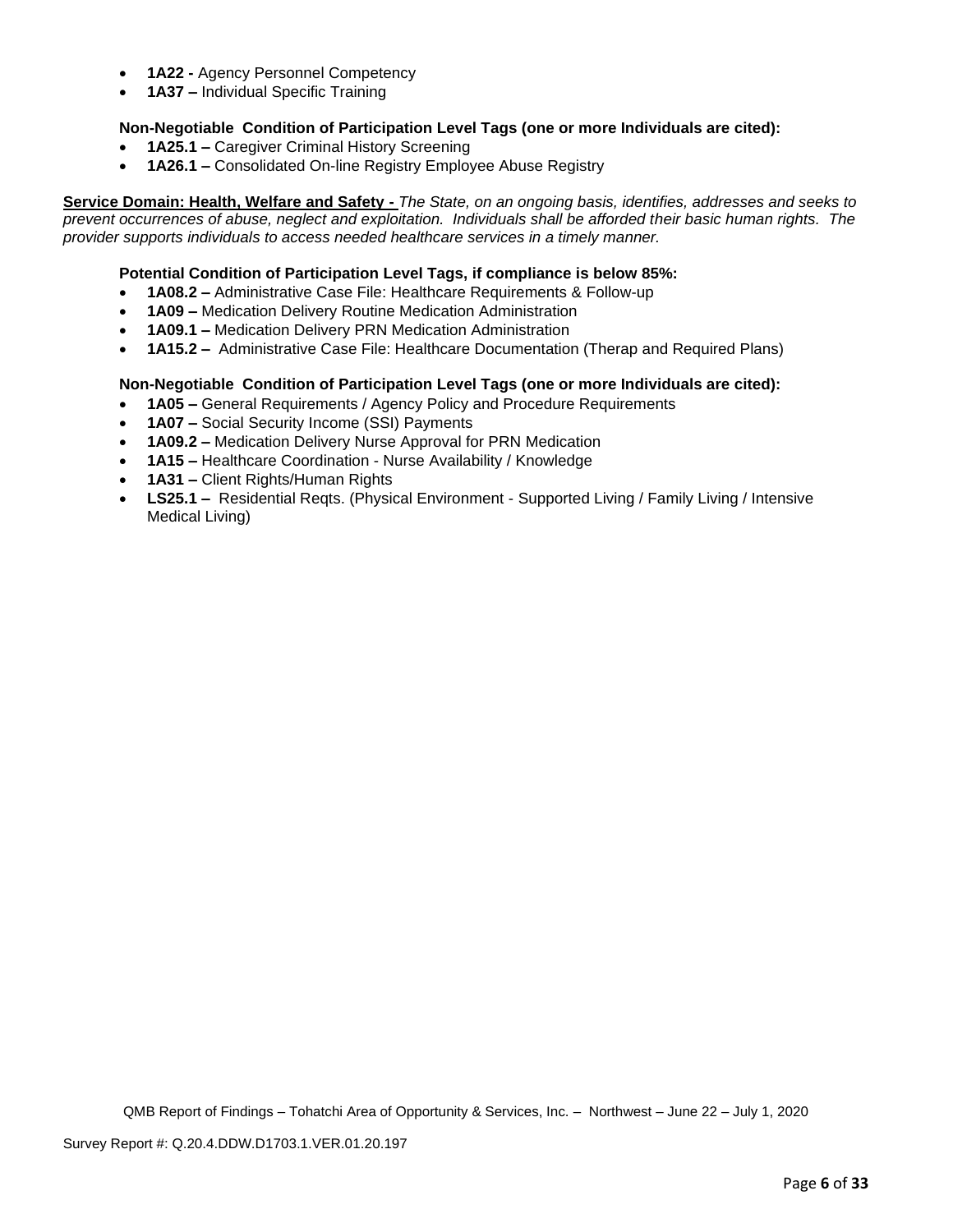- **1A22 -** Agency Personnel Competency
- **1A37 –** Individual Specific Training

**Non-Negotiable Condition of Participation Level Tags (one or more Individuals are cited):**

- **1A25.1 –** Caregiver Criminal History Screening
- **1A26.1 –** Consolidated On-line Registry Employee Abuse Registry

**Service Domain: Health, Welfare and Safety -** *The State, on an ongoing basis, identifies, addresses and seeks to prevent occurrences of abuse, neglect and exploitation. Individuals shall be afforded their basic human rights. The provider supports individuals to access needed healthcare services in a timely manner.*

**Potential Condition of Participation Level Tags, if compliance is below 85%:**

- **1A08.2 –** Administrative Case File: Healthcare Requirements & Follow-up
- **1A09 –** Medication Delivery Routine Medication Administration
- **1A09.1 –** Medication Delivery PRN Medication Administration
- **1A15.2 –** Administrative Case File: Healthcare Documentation (Therap and Required Plans)

**Non-Negotiable Condition of Participation Level Tags (one or more Individuals are cited):**

- **1A05 –** General Requirements / Agency Policy and Procedure Requirements
- **1A07 –** Social Security Income (SSI) Payments
- **1A09.2 –** Medication Delivery Nurse Approval for PRN Medication
- **1A15 –** Healthcare Coordination - Nurse Availability / Knowledge
- **1A31 –** Client Rights/Human Rights
- **LS25.1 –** Residential Reqts. (Physical Environment - Supported Living / Family Living / Intensive Medical Living)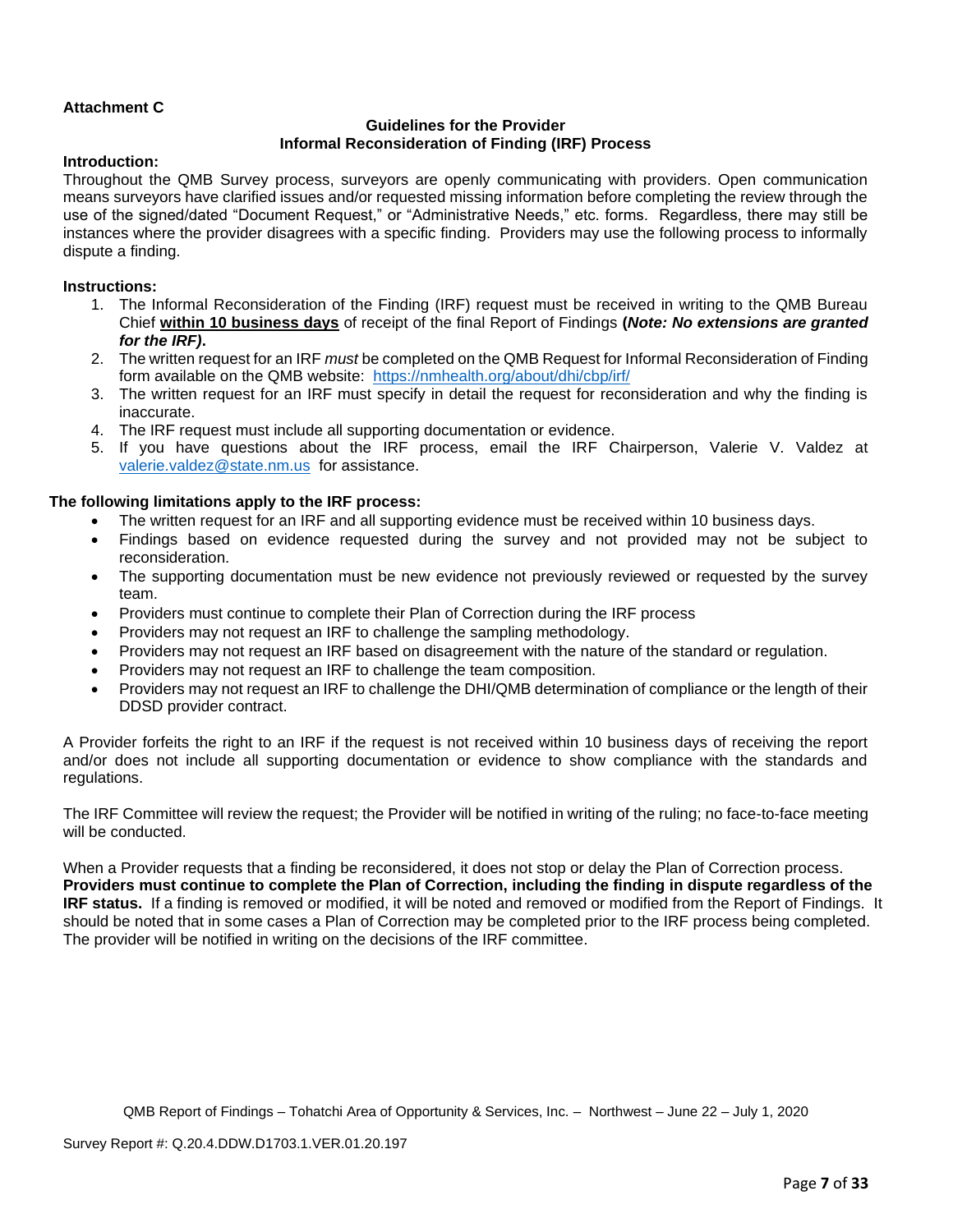**Attachment C**

### Guidelines for the Provider
### Informal Reconsideration of Finding (IRF) Process

**Introduction:**

Throughout the QMB Survey process, surveyors are openly communicating with providers. Open communication means surveyors have clarified issues and/or requested missing information before completing the review through the use of the signed/dated "Document Request," or "Administrative Needs," etc. forms. Regardless, there may still be instances where the provider disagrees with a specific finding. Providers may use the following process to informally dispute a finding.

**Instructions:**

1. The Informal Reconsideration of the Finding (IRF) request must be received in writing to the QMB Bureau Chief **within 10 business days** of receipt of the final Report of Findings **(*Note: No extensions are granted for the IRF*).**
2. The written request for an IRF *must* be completed on the QMB Request for Informal Reconsideration of Finding form available on the QMB website: https://nmhealth.org/about/dhi/cbp/irf/
3. The written request for an IRF must specify in detail the request for reconsideration and why the finding is inaccurate.
4. The IRF request must include all supporting documentation or evidence.
5. If you have questions about the IRF process, email the IRF Chairperson, Valerie V. Valdez at valerie.valdez@state.nm.us for assistance.

**The following limitations apply to the IRF process:**

- The written request for an IRF and all supporting evidence must be received within 10 business days.
- Findings based on evidence requested during the survey and not provided may not be subject to reconsideration.
- The supporting documentation must be new evidence not previously reviewed or requested by the survey team.
- Providers must continue to complete their Plan of Correction during the IRF process
- Providers may not request an IRF to challenge the sampling methodology.
- Providers may not request an IRF based on disagreement with the nature of the standard or regulation.
- Providers may not request an IRF to challenge the team composition.
- Providers may not request an IRF to challenge the DHI/QMB determination of compliance or the length of their DDSD provider contract.

A Provider forfeits the right to an IRF if the request is not received within 10 business days of receiving the report and/or does not include all supporting documentation or evidence to show compliance with the standards and regulations.

The IRF Committee will review the request; the Provider will be notified in writing of the ruling; no face-to-face meeting will be conducted.

When a Provider requests that a finding be reconsidered, it does not stop or delay the Plan of Correction process. **Providers must continue to complete the Plan of Correction, including the finding in dispute regardless of the IRF status.** If a finding is removed or modified, it will be noted and removed or modified from the Report of Findings. It should be noted that in some cases a Plan of Correction may be completed prior to the IRF process being completed. The provider will be notified in writing on the decisions of the IRF committee.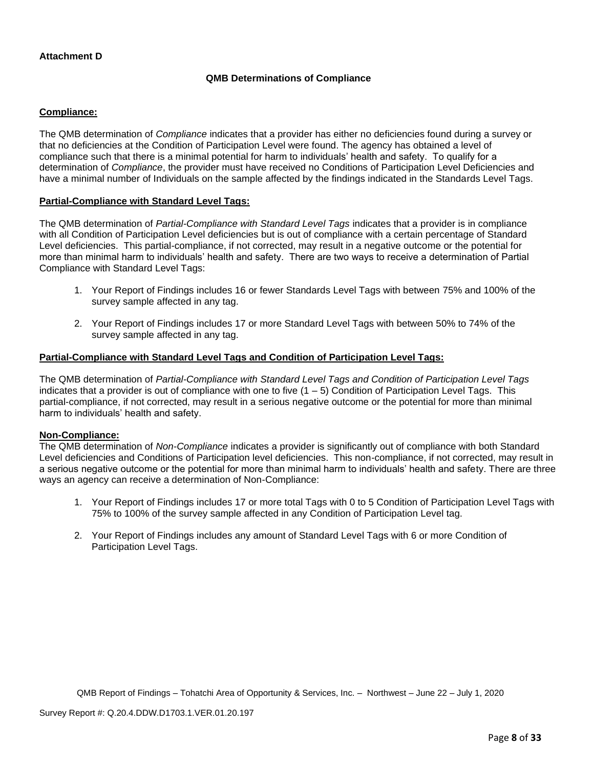**Attachment D**

### QMB Determinations of Compliance

**Compliance:**

The QMB determination of *Compliance* indicates that a provider has either no deficiencies found during a survey or that no deficiencies at the Condition of Participation Level were found. The agency has obtained a level of compliance such that there is a minimal potential for harm to individuals' health and safety. To qualify for a determination of *Compliance*, the provider must have received no Conditions of Participation Level Deficiencies and have a minimal number of Individuals on the sample affected by the findings indicated in the Standards Level Tags.

**Partial-Compliance with Standard Level Tags:**

The QMB determination of *Partial-Compliance with Standard Level Tags* indicates that a provider is in compliance with all Condition of Participation Level deficiencies but is out of compliance with a certain percentage of Standard Level deficiencies. This partial-compliance, if not corrected, may result in a negative outcome or the potential for more than minimal harm to individuals' health and safety. There are two ways to receive a determination of Partial Compliance with Standard Level Tags:

1. Your Report of Findings includes 16 or fewer Standards Level Tags with between 75% and 100% of the survey sample affected in any tag.

2. Your Report of Findings includes 17 or more Standard Level Tags with between 50% to 74% of the survey sample affected in any tag.

**Partial-Compliance with Standard Level Tags and Condition of Participation Level Tags:**

The QMB determination of *Partial-Compliance with Standard Level Tags and Condition of Participation Level Tags* indicates that a provider is out of compliance with one to five (1 – 5) Condition of Participation Level Tags. This partial-compliance, if not corrected, may result in a serious negative outcome or the potential for more than minimal harm to individuals' health and safety.

**Non-Compliance:**

The QMB determination of *Non-Compliance* indicates a provider is significantly out of compliance with both Standard Level deficiencies and Conditions of Participation level deficiencies. This non-compliance, if not corrected, may result in a serious negative outcome or the potential for more than minimal harm to individuals' health and safety. There are three ways an agency can receive a determination of Non-Compliance:

1. Your Report of Findings includes 17 or more total Tags with 0 to 5 Condition of Participation Level Tags with 75% to 100% of the survey sample affected in any Condition of Participation Level tag.

2. Your Report of Findings includes any amount of Standard Level Tags with 6 or more Condition of Participation Level Tags.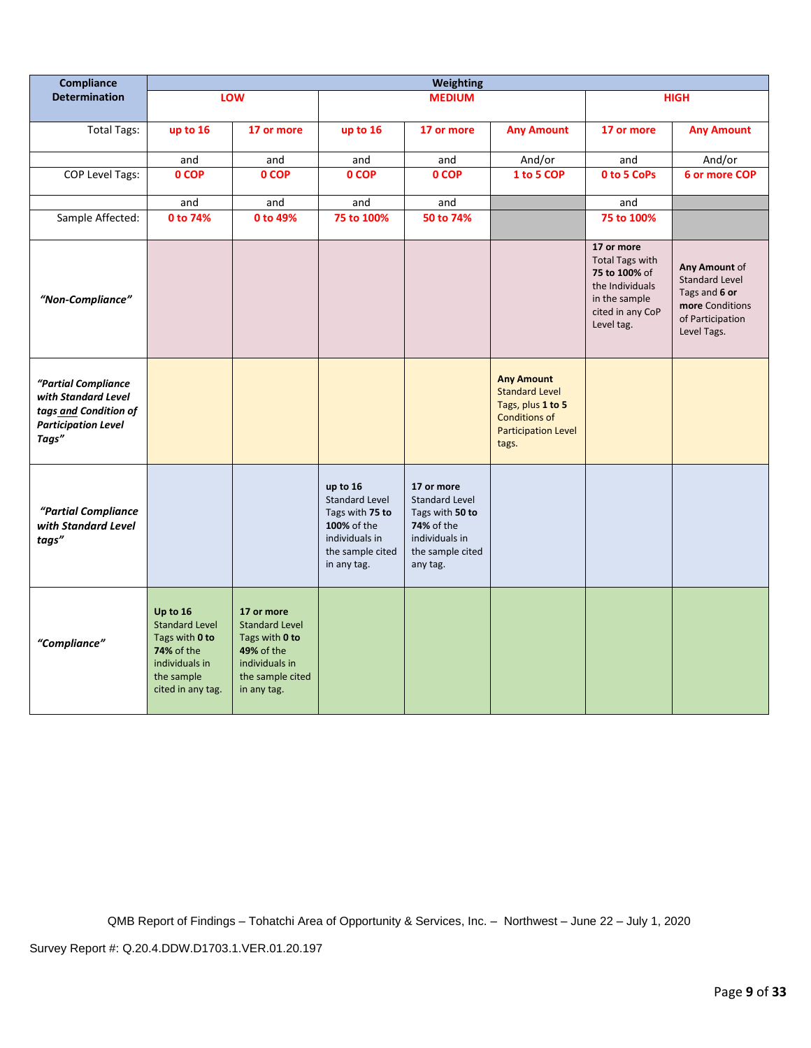| Compliance Determination | Weighting | | | | | | |
|---|---|---|---|---|---|---|---|
| | LOW | | MEDIUM | | | HIGH | |
| Total Tags: | up to 16 | 17 or more | up to 16 | 17 or more | Any Amount | 17 or more | Any Amount |
| | and | and | and | and | And/or | and | And/or |
| COP Level Tags: | 0 COP | 0 COP | 0 COP | 0 COP | 1 to 5 COP | 0 to 5 CoPs | 6 or more COP |
| | and | and | and | and | | and | |
| Sample Affected: | 0 to 74% | 0 to 49% | 75 to 100% | 50 to 74% | | 75 to 100% | |
| ***"Non-Compliance"*** | | | | | | **17 or more** Total Tags with **75 to 100%** of the Individuals in the sample cited in any CoP Level tag. | **Any Amount** of Standard Level Tags and **6 or more** Conditions of Participation Level Tags. |
| ***"Partial Compliance with Standard Level tags and Condition of Participation Level Tags"*** | | | | | **Any Amount** Standard Level Tags, plus **1 to 5** Conditions of Participation Level tags. | | |
| ***"Partial Compliance with Standard Level tags"*** | | | **up to 16** Standard Level Tags with **75 to 100%** of the individuals in the sample cited in any tag. | **17 or more** Standard Level Tags with **50 to 74%** of the individuals in the sample cited any tag. | | | |
| ***"Compliance"*** | **Up to 16** Standard Level Tags with **0 to 74%** of the individuals in the sample cited in any tag. | **17 or more** Standard Level Tags with **0 to 49%** of the individuals in the sample cited in any tag. | | | | | |

QMB Report of Findings – Tohatchi Area of Opportunity & Services, Inc. – Northwest – June 22 – July 1, 2020

Survey Report #: Q.20.4.DDW.D1703.1.VER.01.20.197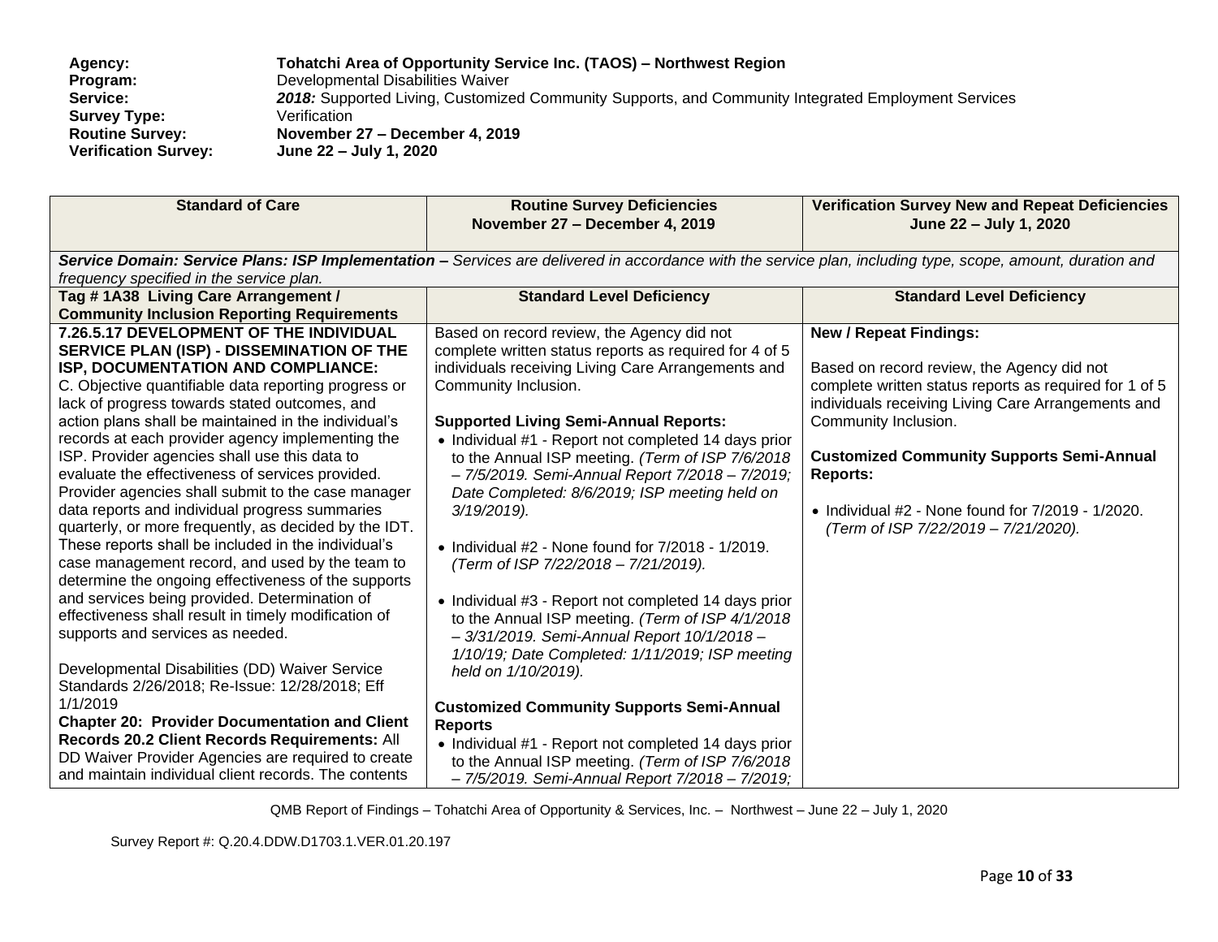**Agency:** **Tohatchi Area of Opportunity Service Inc. (TAOS) – Northwest Region**
**Program:** Developmental Disabilities Waiver
**Service:** ***2018:*** Supported Living, Customized Community Supports, and Community Integrated Employment Services
**Survey Type:** Verification
**Routine Survey:** **November 27 – December 4, 2019**
**Verification Survey:** **June 22 – July 1, 2020**

| Standard of Care | Routine Survey Deficiencies November 27 – December 4, 2019 | Verification Survey New and Repeat Deficiencies June 22 – July 1, 2020 |
|---|---|---|
| ***Service Domain: Service Plans: ISP Implementation –*** *Services are delivered in accordance with the service plan, including type, scope, amount, duration and frequency specified in the service plan.* | | |
| **Tag # 1A38 Living Care Arrangement / Community Inclusion Reporting Requirements** | **Standard Level Deficiency** | **Standard Level Deficiency** |
| **7.26.5.17 DEVELOPMENT OF THE INDIVIDUAL SERVICE PLAN (ISP) - DISSEMINATION OF THE ISP, DOCUMENTATION AND COMPLIANCE:** C. Objective quantifiable data reporting progress or lack of progress towards stated outcomes, and action plans shall be maintained in the individual's records at each provider agency implementing the ISP. Provider agencies shall use this data to evaluate the effectiveness of services provided. Provider agencies shall submit to the case manager data reports and individual progress summaries quarterly, or more frequently, as decided by the IDT. These reports shall be included in the individual's case management record, and used by the team to determine the ongoing effectiveness of the supports and services being provided. Determination of effectiveness shall result in timely modification of supports and services as needed.<br><br>Developmental Disabilities (DD) Waiver Service Standards 2/26/2018; Re-Issue: 12/28/2018; Eff 1/1/2019<br>**Chapter 20: Provider Documentation and Client Records 20.2 Client Records Requirements:** All DD Waiver Provider Agencies are required to create and maintain individual client records. The contents | Based on record review, the Agency did not complete written status reports as required for 4 of 5 individuals receiving Living Care Arrangements and Community Inclusion.<br><br>**Supported Living Semi-Annual Reports:**<br>• Individual #1 - Report not completed 14 days prior to the Annual ISP meeting. *(Term of ISP 7/6/2018 – 7/5/2019. Semi-Annual Report 7/2018 – 7/2019; Date Completed: 8/6/2019; ISP meeting held on 3/19/2019).*<br><br>• Individual #2 - None found for 7/2018 - 1/2019. *(Term of ISP 7/22/2018 – 7/21/2019).*<br><br>• Individual #3 - Report not completed 14 days prior to the Annual ISP meeting. *(Term of ISP 4/1/2018 – 3/31/2019. Semi-Annual Report 10/1/2018 – 1/10/19; Date Completed: 1/11/2019; ISP meeting held on 1/10/2019).*<br><br>**Customized Community Supports Semi-Annual Reports**<br>• Individual #1 - Report not completed 14 days prior to the Annual ISP meeting. *(Term of ISP 7/6/2018 – 7/5/2019. Semi-Annual Report 7/2018 – 7/2019;* | **New / Repeat Findings:**<br><br>Based on record review, the Agency did not complete written status reports as required for 1 of 5 individuals receiving Living Care Arrangements and Community Inclusion.<br><br>**Customized Community Supports Semi-Annual Reports:**<br><br>• Individual #2 - None found for 7/2019 - 1/2020. *(Term of ISP 7/22/2019 – 7/21/2020).* |

QMB Report of Findings – Tohatchi Area of Opportunity & Services, Inc. – Northwest – June 22 – July 1, 2020

Survey Report #: Q.20.4.DDW.D1703.1.VER.01.20.197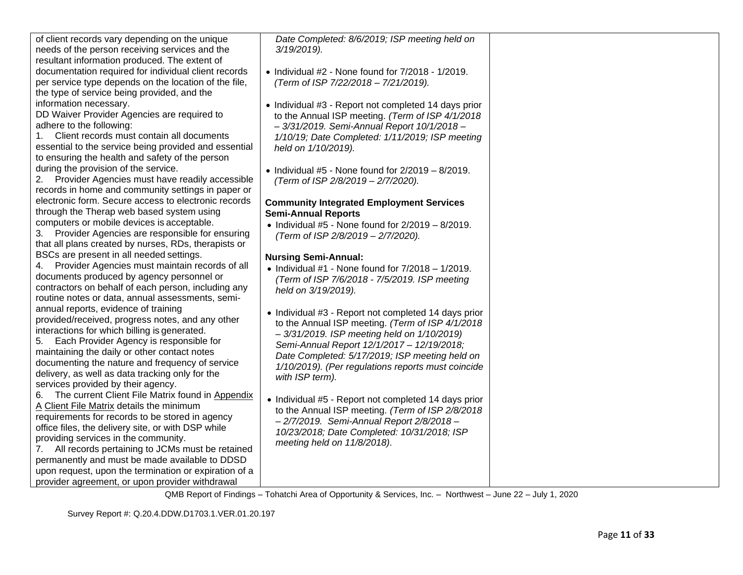| | | |
|---|---|---|
| of client records vary depending on the unique needs of the person receiving services and the resultant information produced. The extent of documentation required for individual client records per service type depends on the location of the file, the type of service being provided, and the information necessary.<br>DD Waiver Provider Agencies are required to adhere to the following:<br>1. Client records must contain all documents essential to the service being provided and essential to ensuring the health and safety of the person during the provision of the service.<br>2. Provider Agencies must have readily accessible records in home and community settings in paper or electronic form. Secure access to electronic records through the Therap web based system using computers or mobile devices is acceptable.<br>3. Provider Agencies are responsible for ensuring that all plans created by nurses, RDs, therapists or BSCs are present in all needed settings.<br>4. Provider Agencies must maintain records of all documents produced by agency personnel or contractors on behalf of each person, including any routine notes or data, annual assessments, semi-annual reports, evidence of training provided/received, progress notes, and any other interactions for which billing is generated.<br>5. Each Provider Agency is responsible for maintaining the daily or other contact notes documenting the nature and frequency of service delivery, as well as data tracking only for the services provided by their agency.<br>6. The current Client File Matrix found in Appendix A Client File Matrix details the minimum requirements for records to be stored in agency office files, the delivery site, or with DSP while providing services in the community.<br>7. All records pertaining to JCMs must be retained permanently and must be made available to DDSD upon request, upon the termination or expiration of a provider agreement, or upon provider withdrawal | *Date Completed: 8/6/2019; ISP meeting held on 3/19/2019).*<br><br>• Individual #2 - None found for 7/2018 - 1/2019. *(Term of ISP 7/22/2018 – 7/21/2019).*<br><br>• Individual #3 - Report not completed 14 days prior to the Annual ISP meeting. *(Term of ISP 4/1/2018 – 3/31/2019. Semi-Annual Report 10/1/2018 – 1/10/19; Date Completed: 1/11/2019; ISP meeting held on 1/10/2019).*<br><br>• Individual #5 - None found for 2/2019 – 8/2019. *(Term of ISP 2/8/2019 – 2/7/2020).*<br><br>**Community Integrated Employment Services Semi-Annual Reports**<br>• Individual #5 - None found for 2/2019 – 8/2019. *(Term of ISP 2/8/2019 – 2/7/2020).*<br><br>**Nursing Semi-Annual:**<br>• Individual #1 - None found for 7/2018 – 1/2019. *(Term of ISP 7/6/2018 - 7/5/2019. ISP meeting held on 3/19/2019).*<br><br>• Individual #3 - Report not completed 14 days prior to the Annual ISP meeting. *(Term of ISP 4/1/2018 – 3/31/2019. ISP meeting held on 1/10/2019) Semi-Annual Report 12/1/2017 – 12/19/2018; Date Completed: 5/17/2019; ISP meeting held on 1/10/2019). (Per regulations reports must coincide with ISP term).*<br><br>• Individual #5 - Report not completed 14 days prior to the Annual ISP meeting. *(Term of ISP 2/8/2018 – 2/7/2019. Semi-Annual Report 2/8/2018 – 10/23/2018; Date Completed: 10/31/2018; ISP meeting held on 11/8/2018).* | |

QMB Report of Findings – Tohatchi Area of Opportunity & Services, Inc. – Northwest – June 22 – July 1, 2020

Survey Report #: Q.20.4.DDW.D1703.1.VER.01.20.197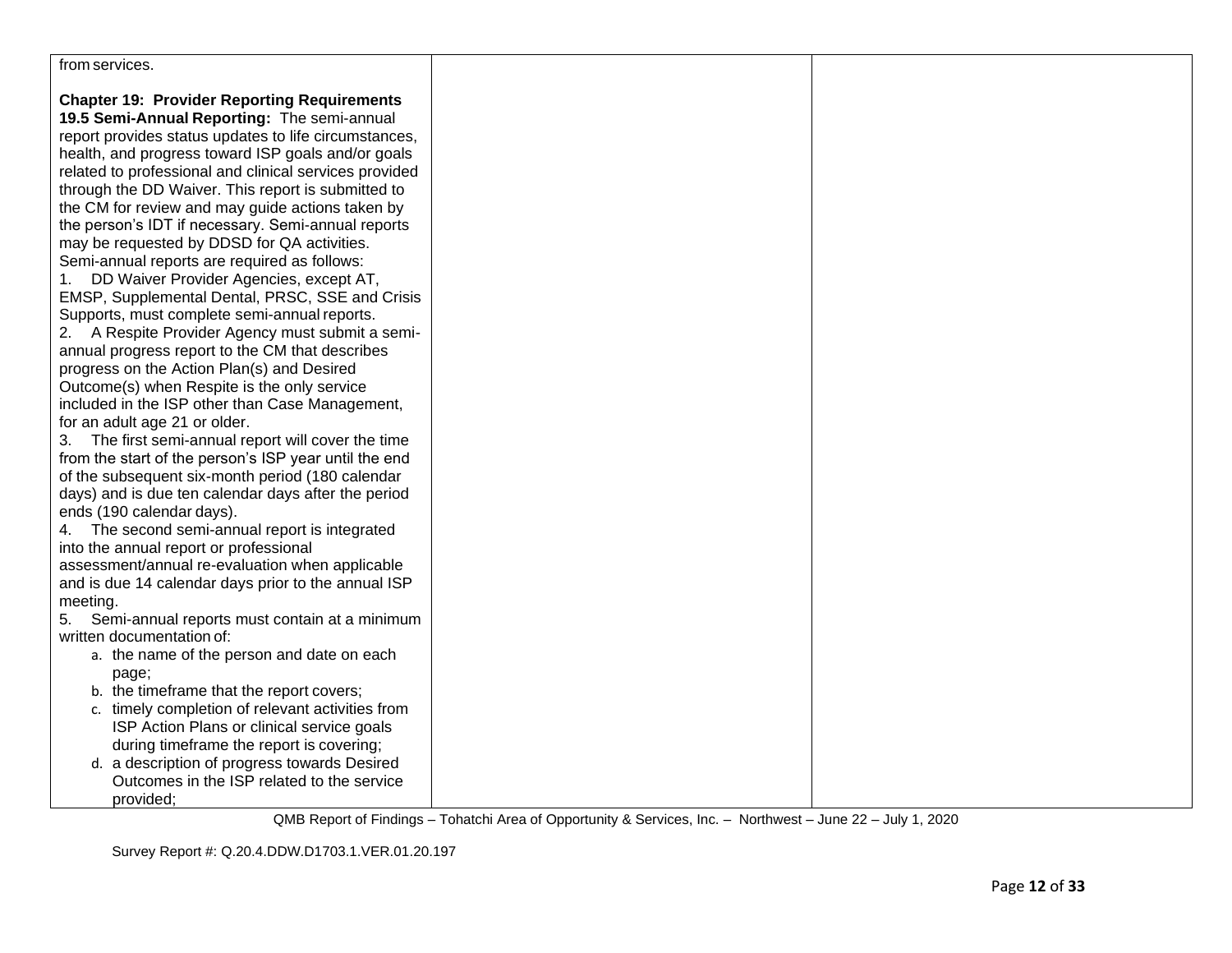| | | |
|---|---|---|
| from services.<br><br>**Chapter 19: Provider Reporting Requirements**<br>**19.5 Semi-Annual Reporting:** The semi-annual report provides status updates to life circumstances, health, and progress toward ISP goals and/or goals related to professional and clinical services provided through the DD Waiver. This report is submitted to the CM for review and may guide actions taken by the person's IDT if necessary. Semi-annual reports may be requested by DDSD for QA activities. Semi-annual reports are required as follows:<br>1. DD Waiver Provider Agencies, except AT, EMSP, Supplemental Dental, PRSC, SSE and Crisis Supports, must complete semi-annual reports.<br>2. A Respite Provider Agency must submit a semi-annual progress report to the CM that describes progress on the Action Plan(s) and Desired Outcome(s) when Respite is the only service included in the ISP other than Case Management, for an adult age 21 or older.<br>3. The first semi-annual report will cover the time from the start of the person's ISP year until the end of the subsequent six-month period (180 calendar days) and is due ten calendar days after the period ends (190 calendar days).<br>4. The second semi-annual report is integrated into the annual report or professional assessment/annual re-evaluation when applicable and is due 14 calendar days prior to the annual ISP meeting.<br>5. Semi-annual reports must contain at a minimum written documentation of:<br>a. the name of the person and date on each page;<br>b. the timeframe that the report covers;<br>c. timely completion of relevant activities from ISP Action Plans or clinical service goals during timeframe the report is covering;<br>d. a description of progress towards Desired Outcomes in the ISP related to the service provided; | | |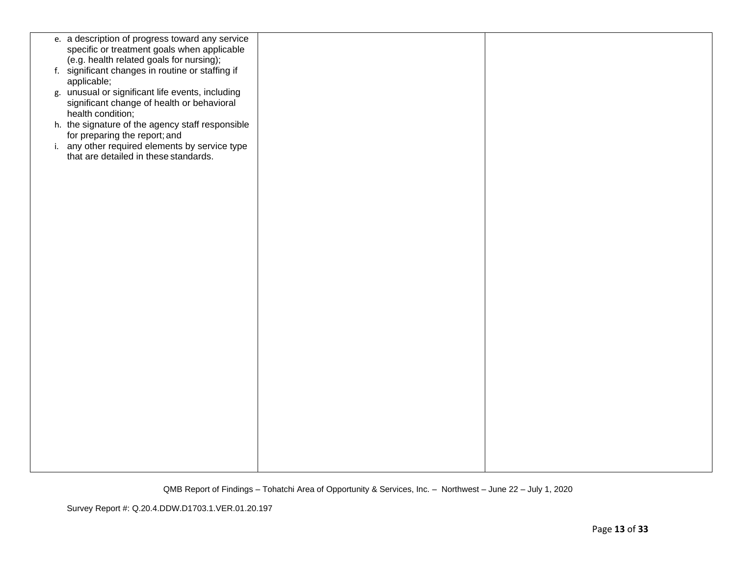| | | |
|---|---|---|
| e. a description of progress toward any service specific or treatment goals when applicable (e.g. health related goals for nursing);<br>f. significant changes in routine or staffing if applicable;<br>g. unusual or significant life events, including significant change of health or behavioral health condition;<br>h. the signature of the agency staff responsible for preparing the report; and<br>i. any other required elements by service type that are detailed in these standards. | | |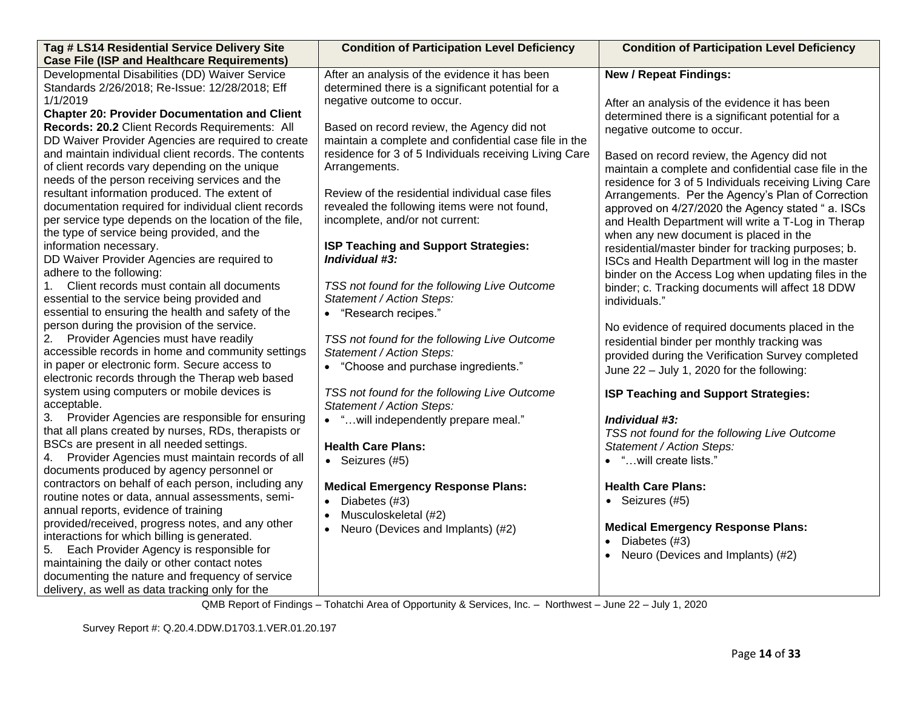| Tag # LS14 Residential Service Delivery Site Case File (ISP and Healthcare Requirements) | Condition of Participation Level Deficiency | Condition of Participation Level Deficiency |
|---|---|---|
| Developmental Disabilities (DD) Waiver Service Standards 2/26/2018; Re-Issue: 12/28/2018; Eff 1/1/2019<br>**Chapter 20: Provider Documentation and Client Records: 20.2** Client Records Requirements: All DD Waiver Provider Agencies are required to create and maintain individual client records. The contents of client records vary depending on the unique needs of the person receiving services and the resultant information produced. The extent of documentation required for individual client records per service type depends on the location of the file, the type of service being provided, and the information necessary.<br>DD Waiver Provider Agencies are required to adhere to the following:<br>1. Client records must contain all documents essential to the service being provided and essential to ensuring the health and safety of the person during the provision of the service.<br>2. Provider Agencies must have readily accessible records in home and community settings in paper or electronic form. Secure access to electronic records through the Therap web based system using computers or mobile devices is acceptable.<br>3. Provider Agencies are responsible for ensuring that all plans created by nurses, RDs, therapists or BSCs are present in all needed settings.<br>4. Provider Agencies must maintain records of all documents produced by agency personnel or contractors on behalf of each person, including any routine notes or data, annual assessments, semi-annual reports, evidence of training provided/received, progress notes, and any other interactions for which billing is generated.<br>5. Each Provider Agency is responsible for maintaining the daily or other contact notes documenting the nature and frequency of service delivery, as well as data tracking only for the | After an analysis of the evidence it has been determined there is a significant potential for a negative outcome to occur.<br><br>Based on record review, the Agency did not maintain a complete and confidential case file in the residence for 3 of 5 Individuals receiving Living Care Arrangements.<br><br>Review of the residential individual case files revealed the following items were not found, incomplete, and/or not current:<br><br>**ISP Teaching and Support Strategies:**<br>***Individual #3:***<br><br>*TSS not found for the following Live Outcome Statement / Action Steps:*<br>• "Research recipes."<br><br>*TSS not found for the following Live Outcome Statement / Action Steps:*<br>• "Choose and purchase ingredients."<br><br>*TSS not found for the following Live Outcome Statement / Action Steps:*<br>• "…will independently prepare meal."<br><br>**Health Care Plans:**<br>• Seizures (#5)<br><br>**Medical Emergency Response Plans:**<br>• Diabetes (#3)<br>• Musculoskeletal (#2)<br>• Neuro (Devices and Implants) (#2) | **New / Repeat Findings:**<br><br>After an analysis of the evidence it has been determined there is a significant potential for a negative outcome to occur.<br><br>Based on record review, the Agency did not maintain a complete and confidential case file in the residence for 3 of 5 Individuals receiving Living Care Arrangements. Per the Agency's Plan of Correction approved on 4/27/2020 the Agency stated " a. ISCs and Health Department will write a T-Log in Therap when any new document is placed in the residential/master binder for tracking purposes; b. ISCs and Health Department will log in the master binder on the Access Log when updating files in the binder; c. Tracking documents will affect 18 DDW individuals."<br><br>No evidence of required documents placed in the residential binder per monthly tracking was provided during the Verification Survey completed June 22 – July 1, 2020 for the following:<br><br>**ISP Teaching and Support Strategies:**<br><br>***Individual #3:***<br>*TSS not found for the following Live Outcome Statement / Action Steps:*<br>• "…will create lists."<br><br>**Health Care Plans:**<br>• Seizures (#5)<br><br>**Medical Emergency Response Plans:**<br>• Diabetes (#3)<br>• Neuro (Devices and Implants) (#2) |

QMB Report of Findings – Tohatchi Area of Opportunity & Services, Inc. – Northwest – June 22 – July 1, 2020

Survey Report #: Q.20.4.DDW.D1703.1.VER.01.20.197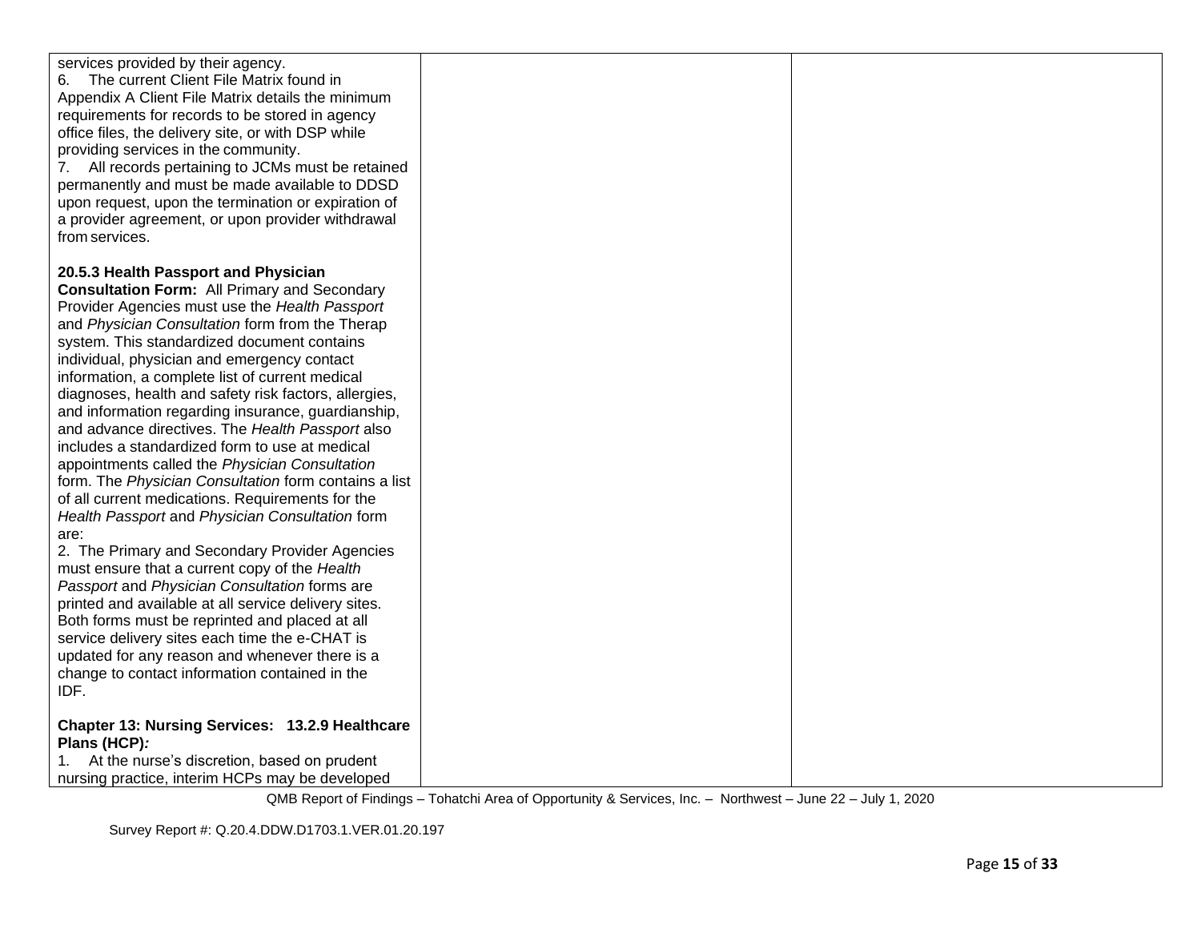| | | |
|---|---|---|
| services provided by their agency.<br>6. The current Client File Matrix found in Appendix A Client File Matrix details the minimum requirements for records to be stored in agency office files, the delivery site, or with DSP while providing services in the community.<br>7. All records pertaining to JCMs must be retained permanently and must be made available to DDSD upon request, upon the termination or expiration of a provider agreement, or upon provider withdrawal from services.<br><br>**20.5.3 Health Passport and Physician Consultation Form:** All Primary and Secondary Provider Agencies must use the *Health Passport* and *Physician Consultation* form from the Therap system. This standardized document contains individual, physician and emergency contact information, a complete list of current medical diagnoses, health and safety risk factors, allergies, and information regarding insurance, guardianship, and advance directives. The *Health Passport* also includes a standardized form to use at medical appointments called the *Physician Consultation* form. The *Physician Consultation* form contains a list of all current medications. Requirements for the *Health Passport* and *Physician Consultation* form are:<br>2. The Primary and Secondary Provider Agencies must ensure that a current copy of the *Health Passport* and *Physician Consultation* forms are printed and available at all service delivery sites. Both forms must be reprinted and placed at all service delivery sites each time the e-CHAT is updated for any reason and whenever there is a change to contact information contained in the IDF.<br><br>**Chapter 13: Nursing Services: 13.2.9 Healthcare Plans (HCP)*:***<br>1. At the nurse's discretion, based on prudent nursing practice, interim HCPs may be developed | | |

QMB Report of Findings – Tohatchi Area of Opportunity & Services, Inc. – Northwest – June 22 – July 1, 2020

Survey Report #: Q.20.4.DDW.D1703.1.VER.01.20.197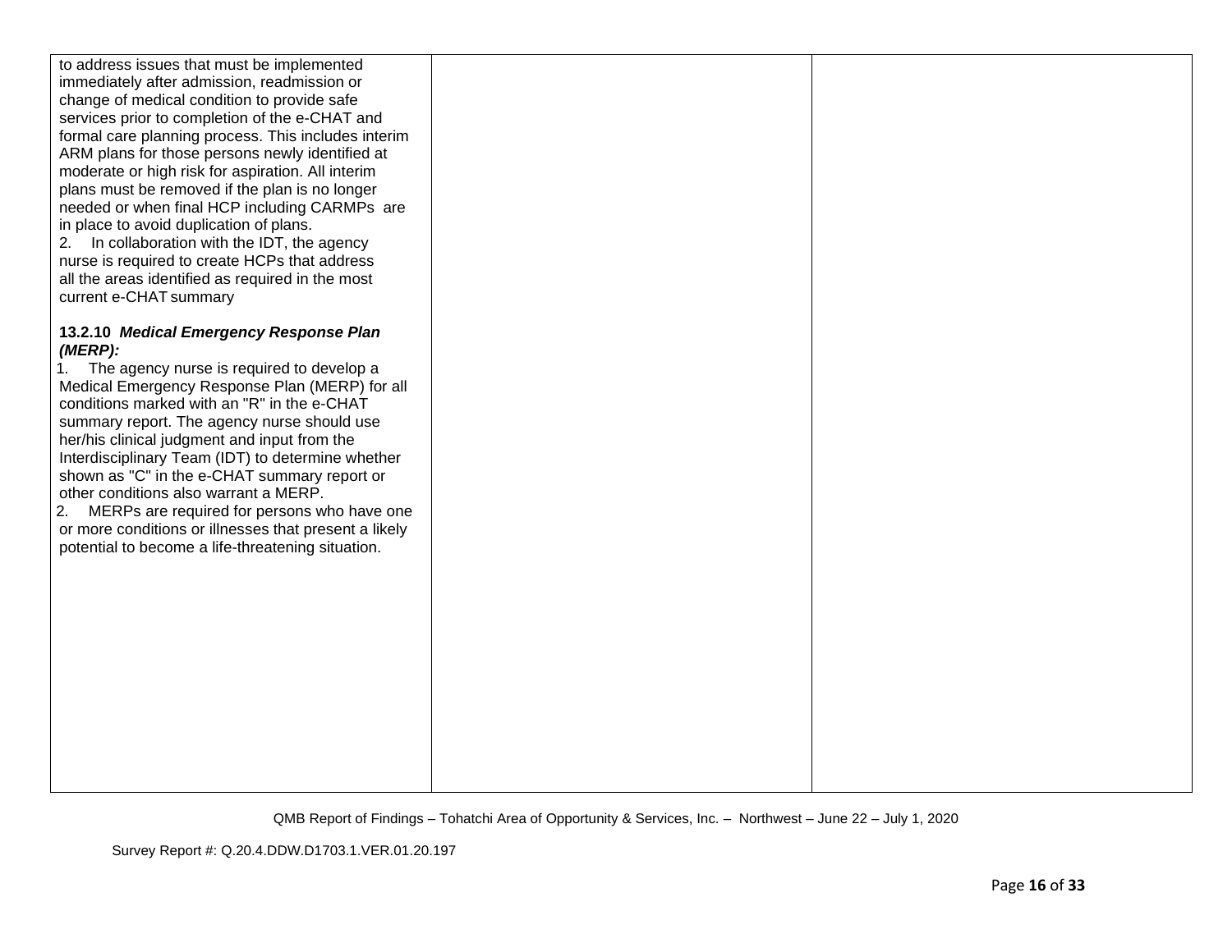| | | |
|---|---|---|
| to address issues that must be implemented immediately after admission, readmission or change of medical condition to provide safe services prior to completion of the e-CHAT and formal care planning process. This includes interim ARM plans for those persons newly identified at moderate or high risk for aspiration. All interim plans must be removed if the plan is no longer needed or when final HCP including CARMPs are in place to avoid duplication of plans.<br>2. In collaboration with the IDT, the agency nurse is required to create HCPs that address all the areas identified as required in the most current e-CHAT summary<br><br>**13.2.10 *Medical Emergency Response Plan (MERP):***<br>1. The agency nurse is required to develop a Medical Emergency Response Plan (MERP) for all conditions marked with an "R" in the e-CHAT summary report. The agency nurse should use her/his clinical judgment and input from the Interdisciplinary Team (IDT) to determine whether shown as "C" in the e-CHAT summary report or other conditions also warrant a MERP.<br>2. MERPs are required for persons who have one or more conditions or illnesses that present a likely potential to become a life-threatening situation. | | |

QMB Report of Findings – Tohatchi Area of Opportunity & Services, Inc. – Northwest – June 22 – July 1, 2020

Survey Report #: Q.20.4.DDW.D1703.1.VER.01.20.197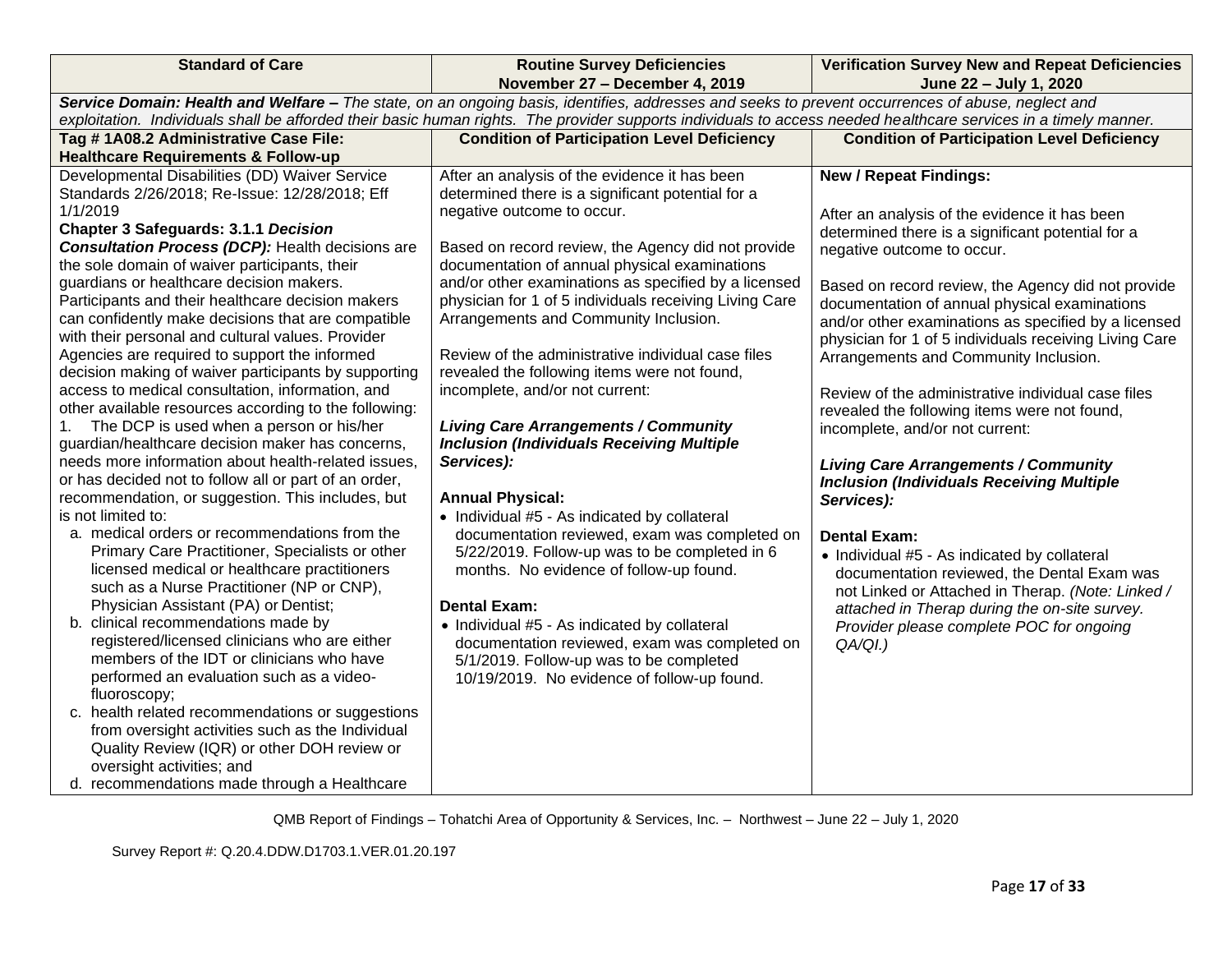| Standard of Care | Routine Survey Deficiencies November 27 – December 4, 2019 | Verification Survey New and Repeat Deficiencies June 22 – July 1, 2020 |
|---|---|---|
| ***Service Domain: Health and Welfare –*** *The state, on an ongoing basis, identifies, addresses and seeks to prevent occurrences of abuse, neglect and exploitation. Individuals shall be afforded their basic human rights. The provider supports individuals to access needed healthcare services in a timely manner.* | | |
| **Tag # 1A08.2 Administrative Case File: Healthcare Requirements & Follow-up** | **Condition of Participation Level Deficiency** | **Condition of Participation Level Deficiency** |
| Developmental Disabilities (DD) Waiver Service Standards 2/26/2018; Re-Issue: 12/28/2018; Eff 1/1/2019<br>**Chapter 3 Safeguards: 3.1.1 *Decision Consultation Process (DCP):*** Health decisions are the sole domain of waiver participants, their guardians or healthcare decision makers. Participants and their healthcare decision makers can confidently make decisions that are compatible with their personal and cultural values. Provider Agencies are required to support the informed decision making of waiver participants by supporting access to medical consultation, information, and other available resources according to the following:<br>1. The DCP is used when a person or his/her guardian/healthcare decision maker has concerns, needs more information about health-related issues, or has decided not to follow all or part of an order, recommendation, or suggestion. This includes, but is not limited to:<br>a. medical orders or recommendations from the Primary Care Practitioner, Specialists or other licensed medical or healthcare practitioners such as a Nurse Practitioner (NP or CNP), Physician Assistant (PA) or Dentist;<br>b. clinical recommendations made by registered/licensed clinicians who are either members of the IDT or clinicians who have performed an evaluation such as a video-fluoroscopy;<br>c. health related recommendations or suggestions from oversight activities such as the Individual Quality Review (IQR) or other DOH review or oversight activities; and<br>d. recommendations made through a Healthcare | After an analysis of the evidence it has been determined there is a significant potential for a negative outcome to occur.<br><br>Based on record review, the Agency did not provide documentation of annual physical examinations and/or other examinations as specified by a licensed physician for 1 of 5 individuals receiving Living Care Arrangements and Community Inclusion.<br><br>Review of the administrative individual case files revealed the following items were not found, incomplete, and/or not current:<br><br>***Living Care Arrangements / Community Inclusion (Individuals Receiving Multiple Services):***<br><br>**Annual Physical:**<br>• Individual #5 - As indicated by collateral documentation reviewed, exam was completed on 5/22/2019. Follow-up was to be completed in 6 months. No evidence of follow-up found.<br><br>**Dental Exam:**<br>• Individual #5 - As indicated by collateral documentation reviewed, exam was completed on 5/1/2019. Follow-up was to be completed 10/19/2019. No evidence of follow-up found. | **New / Repeat Findings:**<br><br>After an analysis of the evidence it has been determined there is a significant potential for a negative outcome to occur.<br><br>Based on record review, the Agency did not provide documentation of annual physical examinations and/or other examinations as specified by a licensed physician for 1 of 5 individuals receiving Living Care Arrangements and Community Inclusion.<br><br>Review of the administrative individual case files revealed the following items were not found, incomplete, and/or not current:<br><br>***Living Care Arrangements / Community Inclusion (Individuals Receiving Multiple Services):***<br><br>**Dental Exam:**<br>• Individual #5 - As indicated by collateral documentation reviewed, the Dental Exam was not Linked or Attached in Therap. *(Note: Linked / attached in Therap during the on-site survey. Provider please complete POC for ongoing QA/QI.)* |

QMB Report of Findings – Tohatchi Area of Opportunity & Services, Inc. – Northwest – June 22 – July 1, 2020

Survey Report #: Q.20.4.DDW.D1703.1.VER.01.20.197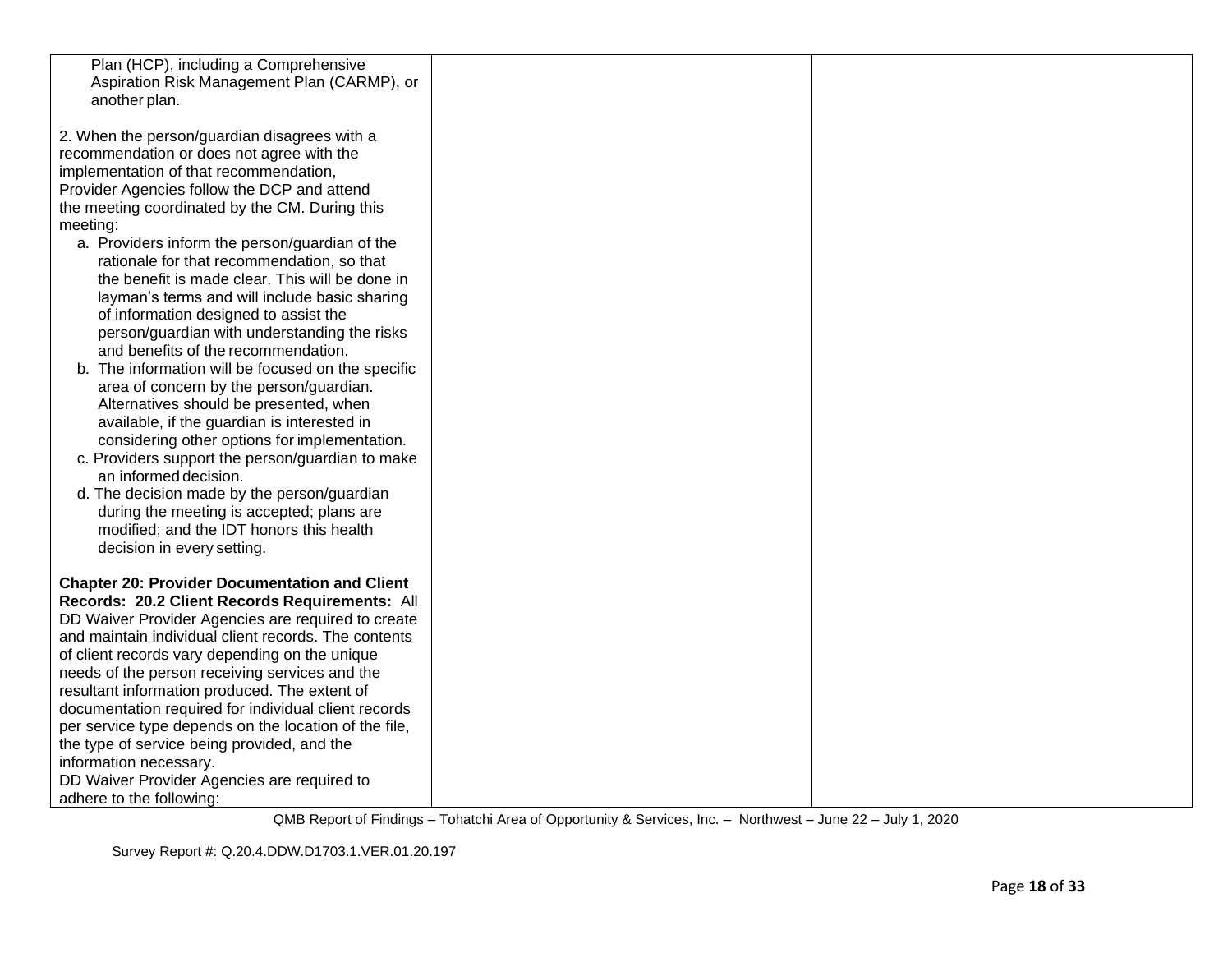| | | |
|---|---|---|
| Plan (HCP), including a Comprehensive Aspiration Risk Management Plan (CARMP), or another plan.<br><br>2. When the person/guardian disagrees with a recommendation or does not agree with the implementation of that recommendation, Provider Agencies follow the DCP and attend the meeting coordinated by the CM. During this meeting:<br>a. Providers inform the person/guardian of the rationale for that recommendation, so that the benefit is made clear. This will be done in layman's terms and will include basic sharing of information designed to assist the person/guardian with understanding the risks and benefits of the recommendation.<br>b. The information will be focused on the specific area of concern by the person/guardian. Alternatives should be presented, when available, if the guardian is interested in considering other options for implementation.<br>c. Providers support the person/guardian to make an informed decision.<br>d. The decision made by the person/guardian during the meeting is accepted; plans are modified; and the IDT honors this health decision in every setting.<br><br>**Chapter 20: Provider Documentation and Client Records: 20.2 Client Records Requirements:** All DD Waiver Provider Agencies are required to create and maintain individual client records. The contents of client records vary depending on the unique needs of the person receiving services and the resultant information produced. The extent of documentation required for individual client records per service type depends on the location of the file, the type of service being provided, and the information necessary.<br>DD Waiver Provider Agencies are required to adhere to the following: | | |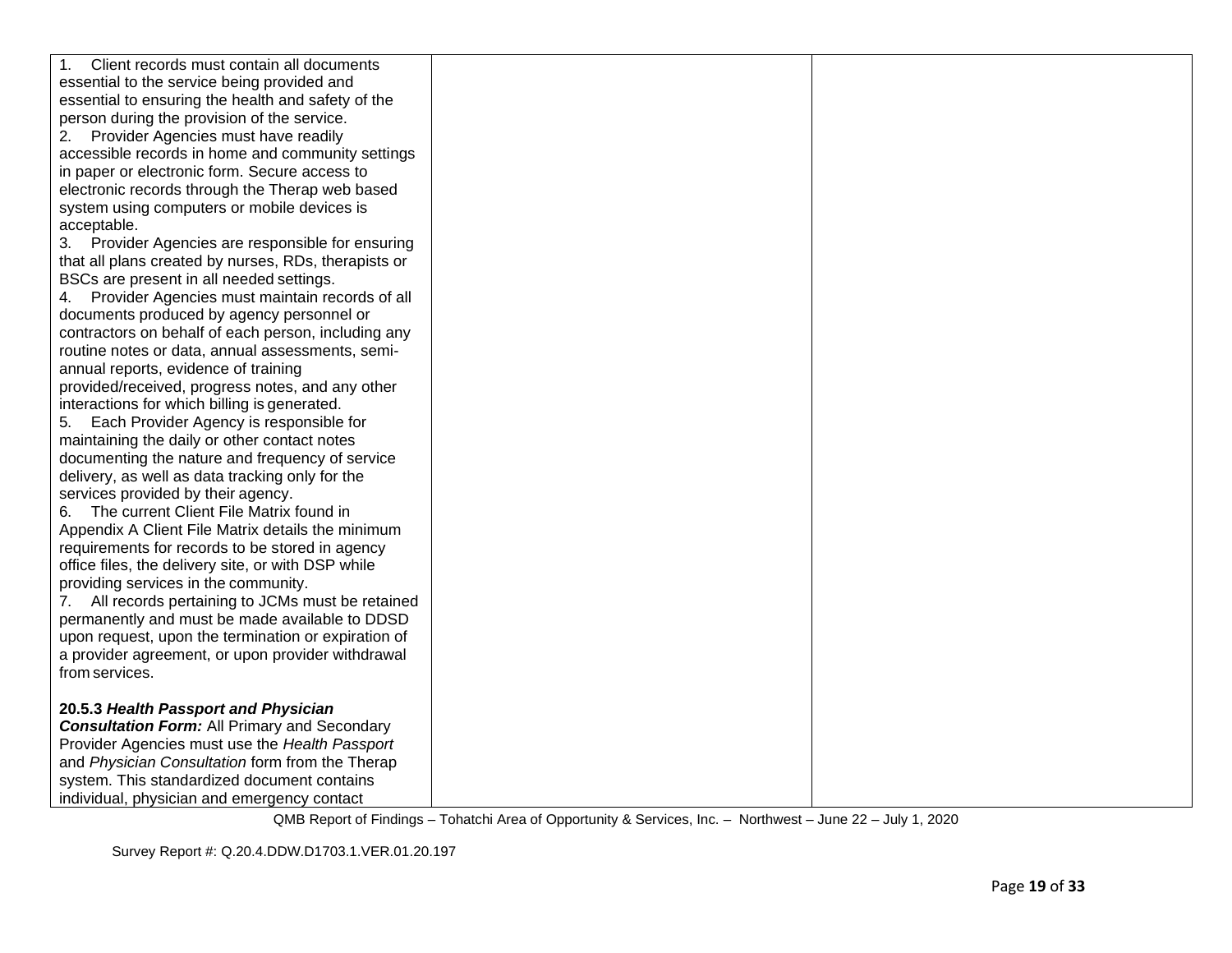| | | |
|---|---|---|
| 1. Client records must contain all documents essential to the service being provided and essential to ensuring the health and safety of the person during the provision of the service.<br>2. Provider Agencies must have readily accessible records in home and community settings in paper or electronic form. Secure access to electronic records through the Therap web based system using computers or mobile devices is acceptable.<br>3. Provider Agencies are responsible for ensuring that all plans created by nurses, RDs, therapists or BSCs are present in all needed settings.<br>4. Provider Agencies must maintain records of all documents produced by agency personnel or contractors on behalf of each person, including any routine notes or data, annual assessments, semi-annual reports, evidence of training provided/received, progress notes, and any other interactions for which billing is generated.<br>5. Each Provider Agency is responsible for maintaining the daily or other contact notes documenting the nature and frequency of service delivery, as well as data tracking only for the services provided by their agency.<br>6. The current Client File Matrix found in Appendix A Client File Matrix details the minimum requirements for records to be stored in agency office files, the delivery site, or with DSP while providing services in the community.<br>7. All records pertaining to JCMs must be retained permanently and must be made available to DDSD upon request, upon the termination or expiration of a provider agreement, or upon provider withdrawal from services.<br><br>**20.5.3 *Health Passport and Physician Consultation Form:*** All Primary and Secondary Provider Agencies must use the *Health Passport* and *Physician Consultation* form from the Therap system. This standardized document contains individual, physician and emergency contact | | |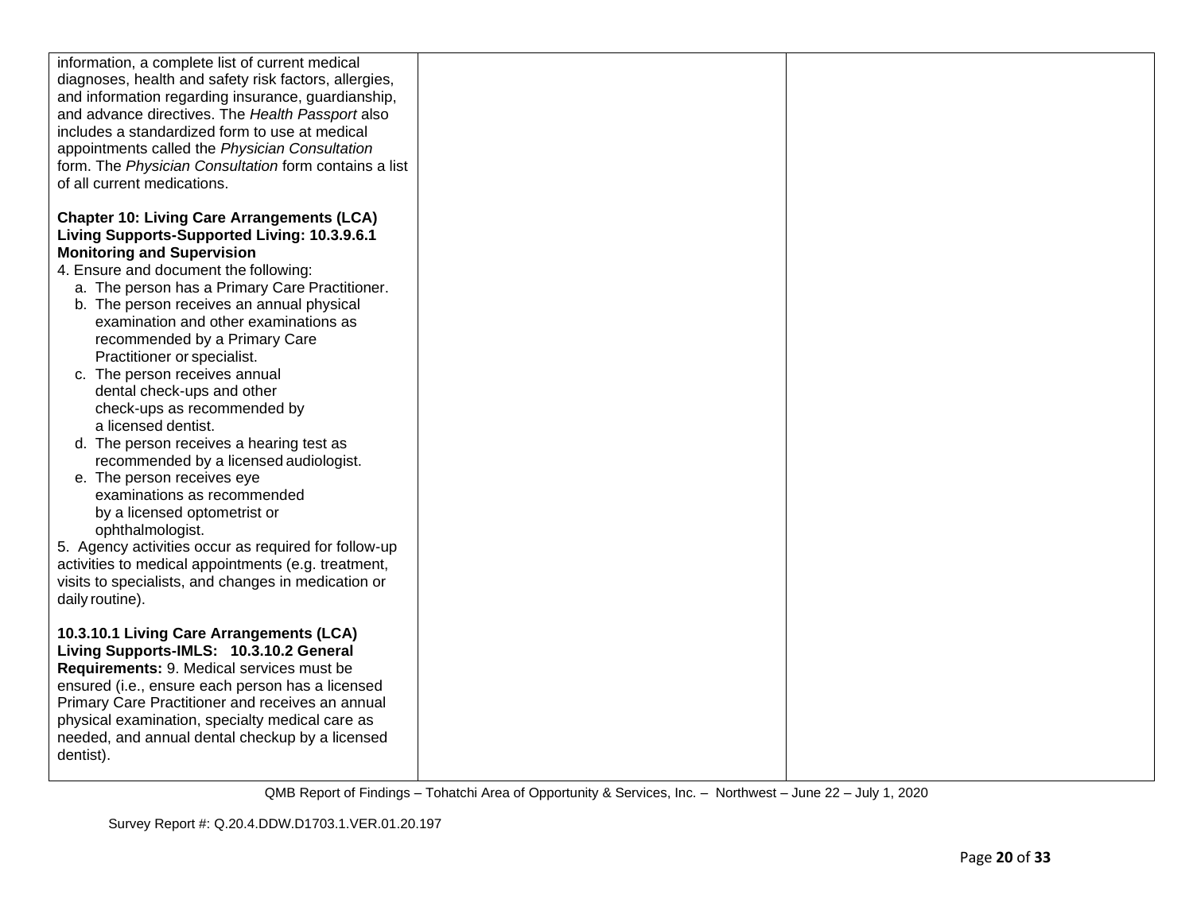| | | |
|---|---|---|
| information, a complete list of current medical diagnoses, health and safety risk factors, allergies, and information regarding insurance, guardianship, and advance directives. The *Health Passport* also includes a standardized form to use at medical appointments called the *Physician Consultation* form. The *Physician Consultation* form contains a list of all current medications.<br><br>**Chapter 10: Living Care Arrangements (LCA) Living Supports-Supported Living: 10.3.9.6.1 Monitoring and Supervision**<br>4. Ensure and document the following:<br>a. The person has a Primary Care Practitioner.<br>b. The person receives an annual physical examination and other examinations as recommended by a Primary Care Practitioner or specialist.<br>c. The person receives annual dental check-ups and other check-ups as recommended by a licensed dentist.<br>d. The person receives a hearing test as recommended by a licensed audiologist.<br>e. The person receives eye examinations as recommended by a licensed optometrist or ophthalmologist.<br>5. Agency activities occur as required for follow-up activities to medical appointments (e.g. treatment, visits to specialists, and changes in medication or daily routine).<br><br>**10.3.10.1 Living Care Arrangements (LCA) Living Supports-IMLS: 10.3.10.2 General Requirements:** 9. Medical services must be ensured (i.e., ensure each person has a licensed Primary Care Practitioner and receives an annual physical examination, specialty medical care as needed, and annual dental checkup by a licensed dentist). | | |

QMB Report of Findings – Tohatchi Area of Opportunity & Services, Inc. – Northwest – June 22 – July 1, 2020

Survey Report #: Q.20.4.DDW.D1703.1.VER.01.20.197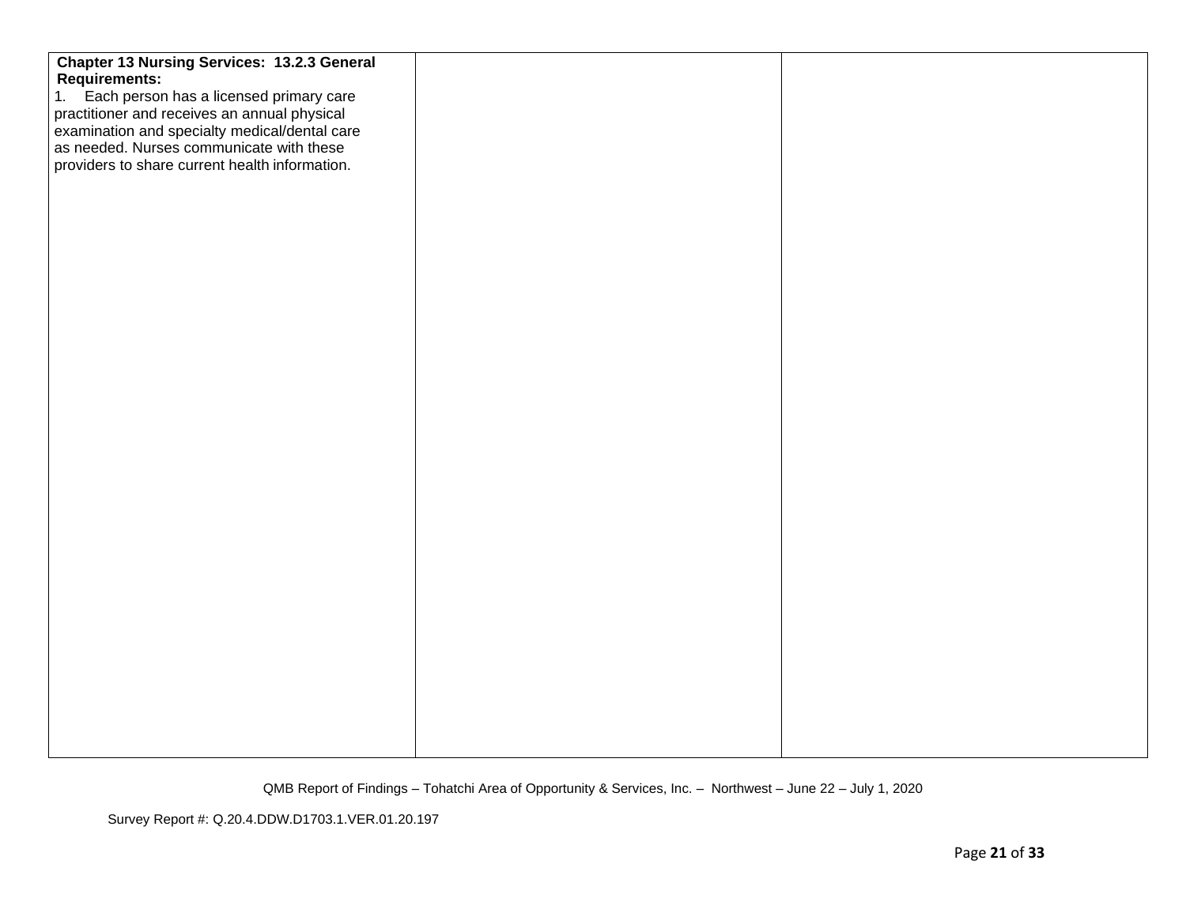| | | |
|---|---|---|
| **Chapter 13 Nursing Services: 13.2.3 General Requirements:**<br>1. Each person has a licensed primary care practitioner and receives an annual physical examination and specialty medical/dental care as needed. Nurses communicate with these providers to share current health information. | | |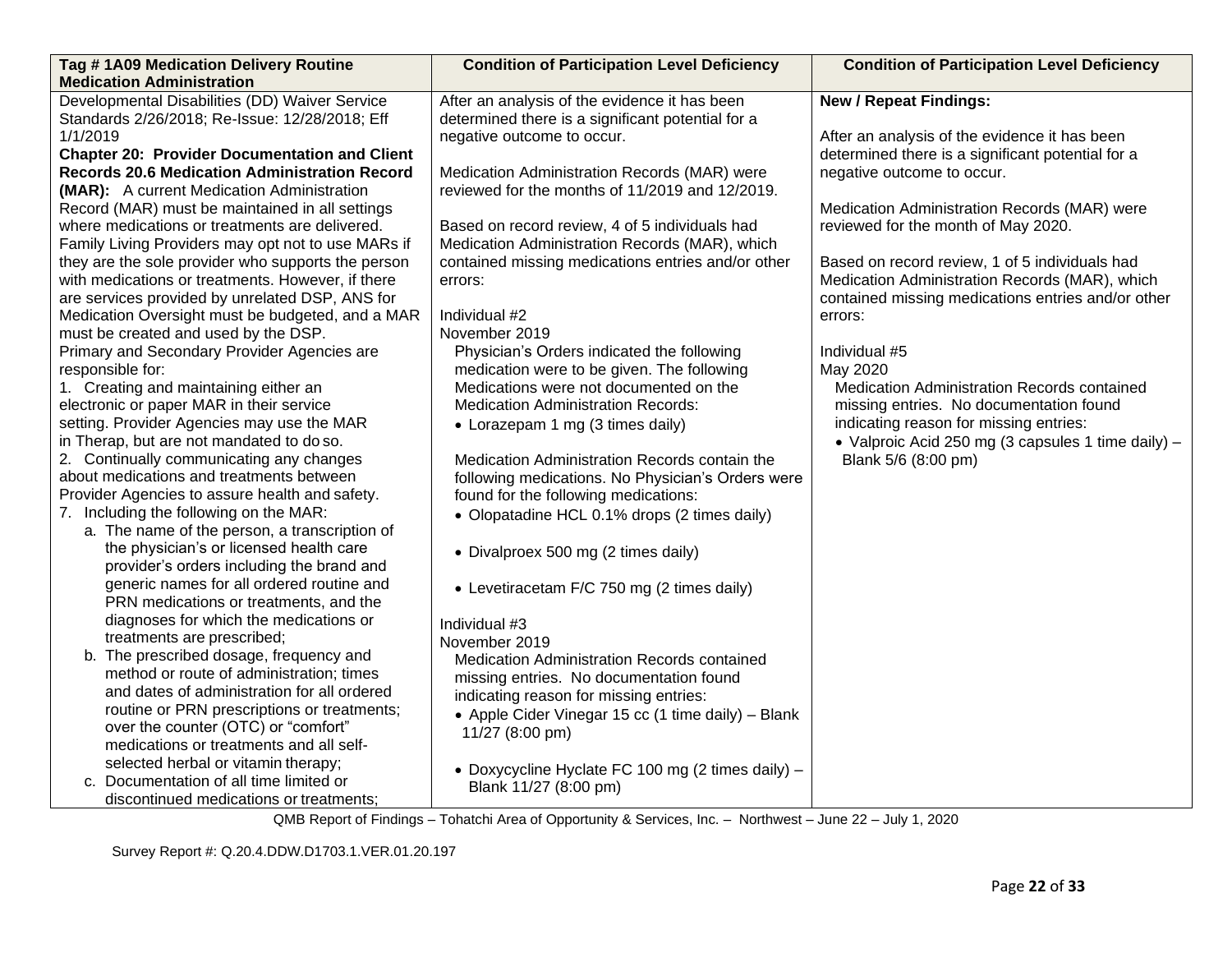| Tag # 1A09 Medication Delivery Routine Medication Administration | Condition of Participation Level Deficiency | Condition of Participation Level Deficiency |
|---|---|---|
| Developmental Disabilities (DD) Waiver Service Standards 2/26/2018; Re-Issue: 12/28/2018; Eff 1/1/2019<br>**Chapter 20: Provider Documentation and Client Records 20.6 Medication Administration Record (MAR):** A current Medication Administration Record (MAR) must be maintained in all settings where medications or treatments are delivered. Family Living Providers may opt not to use MARs if they are the sole provider who supports the person with medications or treatments. However, if there are services provided by unrelated DSP, ANS for Medication Oversight must be budgeted, and a MAR must be created and used by the DSP.<br>Primary and Secondary Provider Agencies are responsible for:<br>1. Creating and maintaining either an electronic or paper MAR in their service setting. Provider Agencies may use the MAR in Therap, but are not mandated to do so.<br>2. Continually communicating any changes about medications and treatments between Provider Agencies to assure health and safety.<br>7. Including the following on the MAR:<br>a. The name of the person, a transcription of the physician's or licensed health care provider's orders including the brand and generic names for all ordered routine and PRN medications or treatments, and the diagnoses for which the medications or treatments are prescribed;<br>b. The prescribed dosage, frequency and method or route of administration; times and dates of administration for all ordered routine or PRN prescriptions or treatments; over the counter (OTC) or "comfort" medications or treatments and all self-selected herbal or vitamin therapy;<br>c. Documentation of all time limited or discontinued medications or treatments; | After an analysis of the evidence it has been determined there is a significant potential for a negative outcome to occur.<br><br>Medication Administration Records (MAR) were reviewed for the months of 11/2019 and 12/2019.<br><br>Based on record review, 4 of 5 individuals had Medication Administration Records (MAR), which contained missing medications entries and/or other errors:<br><br>Individual #2<br>November 2019<br>Physician's Orders indicated the following medication were to be given. The following Medications were not documented on the Medication Administration Records:<br>• Lorazepam 1 mg (3 times daily)<br><br>Medication Administration Records contain the following medications. No Physician's Orders were found for the following medications:<br>• Olopatadine HCL 0.1% drops (2 times daily)<br><br>• Divalproex 500 mg (2 times daily)<br><br>• Levetiracetam F/C 750 mg (2 times daily)<br><br>Individual #3<br>November 2019<br>Medication Administration Records contained missing entries. No documentation found indicating reason for missing entries:<br>• Apple Cider Vinegar 15 cc (1 time daily) – Blank 11/27 (8:00 pm)<br><br>• Doxycycline Hyclate FC 100 mg (2 times daily) – Blank 11/27 (8:00 pm) | **New / Repeat Findings:**<br><br>After an analysis of the evidence it has been determined there is a significant potential for a negative outcome to occur.<br><br>Medication Administration Records (MAR) were reviewed for the month of May 2020.<br><br>Based on record review, 1 of 5 individuals had Medication Administration Records (MAR), which contained missing medications entries and/or other errors:<br><br>Individual #5<br>May 2020<br>Medication Administration Records contained missing entries. No documentation found indicating reason for missing entries:<br>• Valproic Acid 250 mg (3 capsules 1 time daily) – Blank 5/6 (8:00 pm) |

QMB Report of Findings – Tohatchi Area of Opportunity & Services, Inc. – Northwest – June 22 – July 1, 2020

Survey Report #: Q.20.4.DDW.D1703.1.VER.01.20.197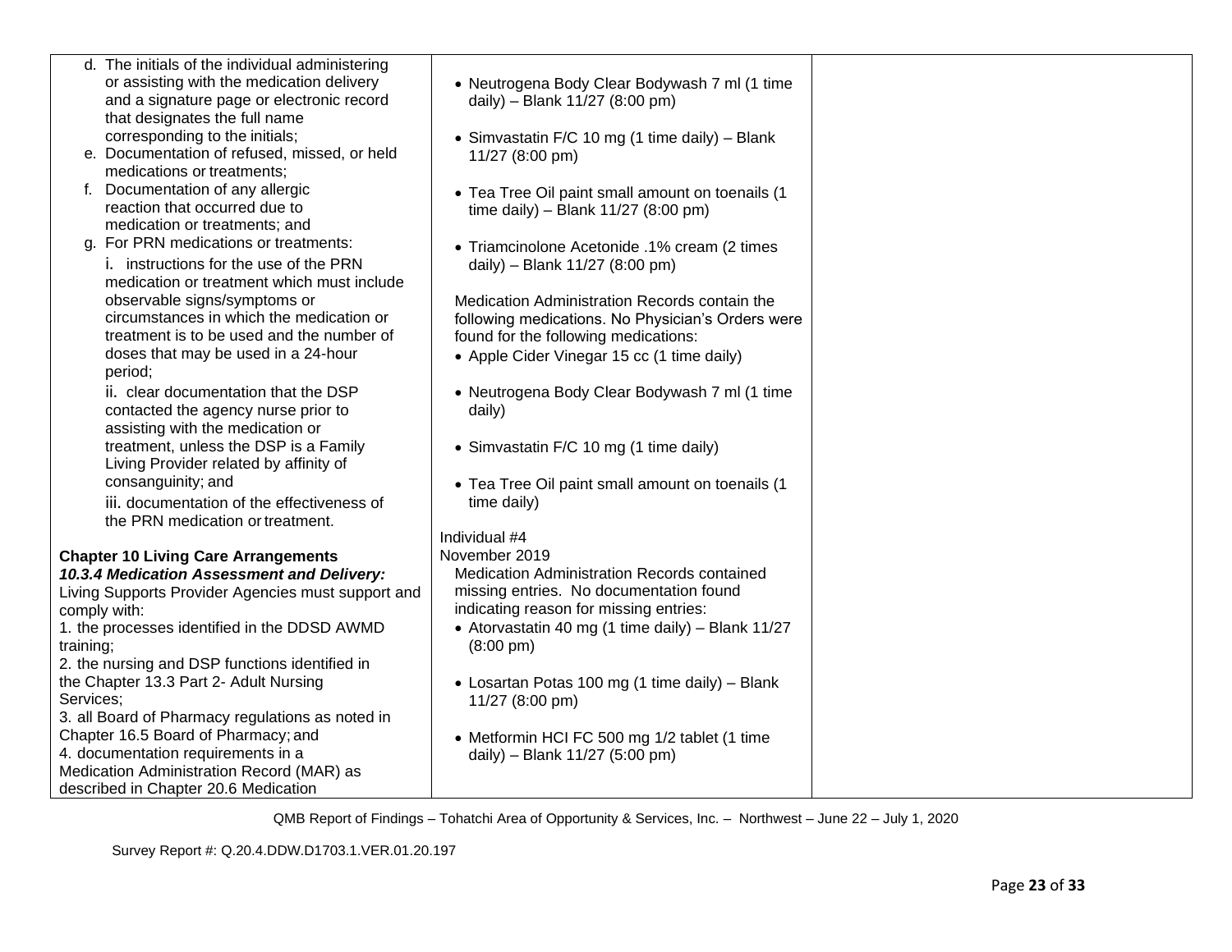| | | |
|---|---|---|
| d. The initials of the individual administering or assisting with the medication delivery and a signature page or electronic record that designates the full name corresponding to the initials;<br>e. Documentation of refused, missed, or held medications or treatments;<br>f. Documentation of any allergic reaction that occurred due to medication or treatments; and<br>g. For PRN medications or treatments:<br>i. instructions for the use of the PRN medication or treatment which must include observable signs/symptoms or circumstances in which the medication or treatment is to be used and the number of doses that may be used in a 24-hour period;<br>ii. clear documentation that the DSP contacted the agency nurse prior to assisting with the medication or treatment, unless the DSP is a Family Living Provider related by affinity of consanguinity; and<br>iii. documentation of the effectiveness of the PRN medication or treatment.<br><br>**Chapter 10 Living Care Arrangements**<br>***10.3.4 Medication Assessment and Delivery:***<br>Living Supports Provider Agencies must support and comply with:<br>1. the processes identified in the DDSD AWMD training;<br>2. the nursing and DSP functions identified in the Chapter 13.3 Part 2- Adult Nursing Services;<br>3. all Board of Pharmacy regulations as noted in Chapter 16.5 Board of Pharmacy; and<br>4. documentation requirements in a Medication Administration Record (MAR) as described in Chapter 20.6 Medication | • Neutrogena Body Clear Bodywash 7 ml (1 time daily) – Blank 11/27 (8:00 pm)<br><br>• Simvastatin F/C 10 mg (1 time daily) – Blank 11/27 (8:00 pm)<br><br>• Tea Tree Oil paint small amount on toenails (1 time daily) – Blank 11/27 (8:00 pm)<br><br>• Triamcinolone Acetonide .1% cream (2 times daily) – Blank 11/27 (8:00 pm)<br><br>Medication Administration Records contain the following medications. No Physician's Orders were found for the following medications:<br>• Apple Cider Vinegar 15 cc (1 time daily)<br><br>• Neutrogena Body Clear Bodywash 7 ml (1 time daily)<br><br>• Simvastatin F/C 10 mg (1 time daily)<br><br>• Tea Tree Oil paint small amount on toenails (1 time daily)<br><br>Individual #4<br>November 2019<br>Medication Administration Records contained missing entries. No documentation found indicating reason for missing entries:<br>• Atorvastatin 40 mg (1 time daily) – Blank 11/27 (8:00 pm)<br><br>• Losartan Potas 100 mg (1 time daily) – Blank 11/27 (8:00 pm)<br><br>• Metformin HCI FC 500 mg 1/2 tablet (1 time daily) – Blank 11/27 (5:00 pm) | |

QMB Report of Findings – Tohatchi Area of Opportunity & Services, Inc. – Northwest – June 22 – July 1, 2020

Survey Report #: Q.20.4.DDW.D1703.1.VER.01.20.197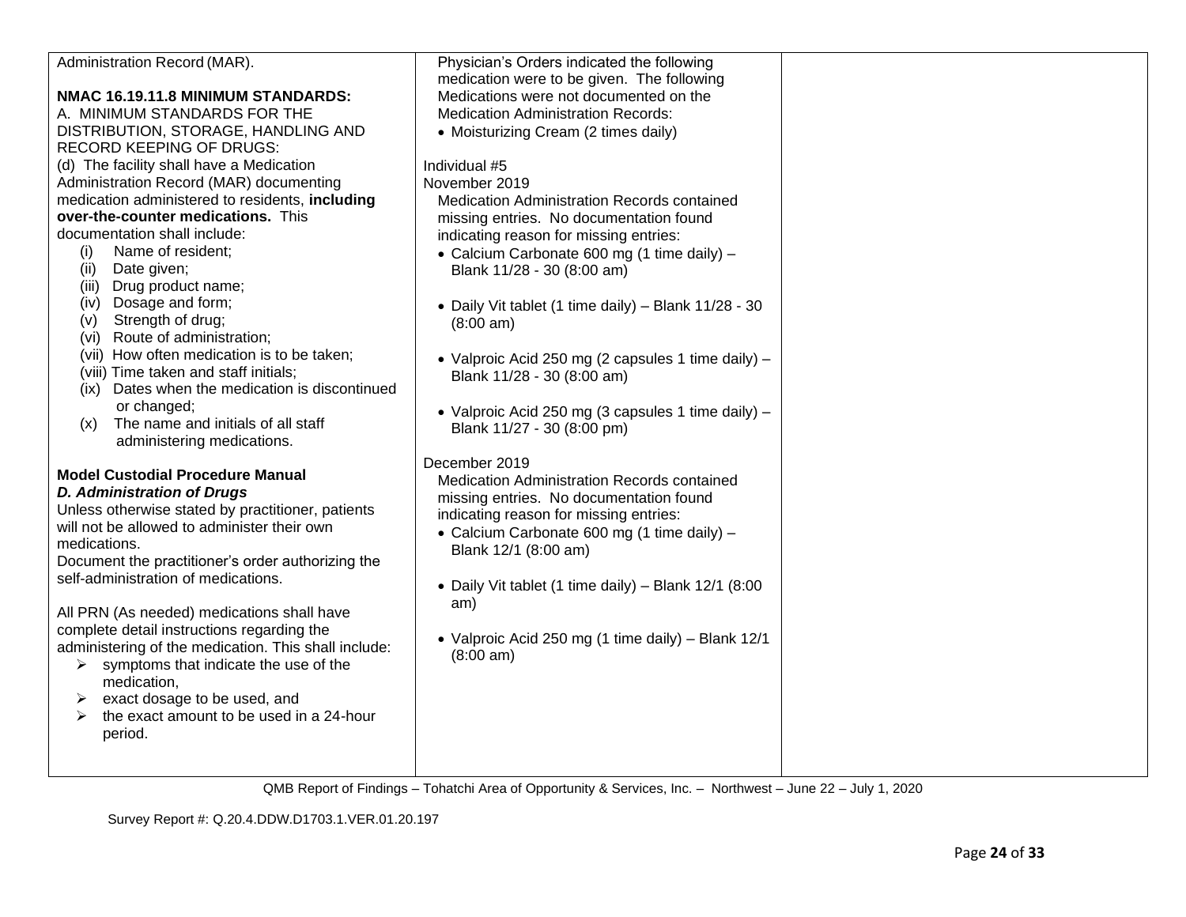| | | |
|---|---|---|
| Administration Record (MAR).<br><br>**NMAC 16.19.11.8 MINIMUM STANDARDS:**<br>A. MINIMUM STANDARDS FOR THE DISTRIBUTION, STORAGE, HANDLING AND RECORD KEEPING OF DRUGS:<br>(d) The facility shall have a Medication Administration Record (MAR) documenting medication administered to residents, **including over-the-counter medications.** This documentation shall include:<br>(i) Name of resident;<br>(ii) Date given;<br>(iii) Drug product name;<br>(iv) Dosage and form;<br>(v) Strength of drug;<br>(vi) Route of administration;<br>(vii) How often medication is to be taken;<br>(viii) Time taken and staff initials;<br>(ix) Dates when the medication is discontinued or changed;<br>(x) The name and initials of all staff administering medications.<br><br>**Model Custodial Procedure Manual**<br>***D. Administration of Drugs***<br>Unless otherwise stated by practitioner, patients will not be allowed to administer their own medications.<br>Document the practitioner's order authorizing the self-administration of medications.<br><br>All PRN (As needed) medications shall have complete detail instructions regarding the administering of the medication. This shall include:<br>➢ symptoms that indicate the use of the medication,<br>➢ exact dosage to be used, and<br>➢ the exact amount to be used in a 24-hour period. | Physician's Orders indicated the following medication were to be given. The following Medications were not documented on the Medication Administration Records:<br>• Moisturizing Cream (2 times daily)<br><br>Individual #5<br>November 2019<br>Medication Administration Records contained missing entries. No documentation found indicating reason for missing entries:<br>• Calcium Carbonate 600 mg (1 time daily) – Blank 11/28 - 30 (8:00 am)<br>• Daily Vit tablet (1 time daily) – Blank 11/28 - 30 (8:00 am)<br>• Valproic Acid 250 mg (2 capsules 1 time daily) – Blank 11/28 - 30 (8:00 am)<br>• Valproic Acid 250 mg (3 capsules 1 time daily) – Blank 11/27 - 30 (8:00 pm)<br><br>December 2019<br>Medication Administration Records contained missing entries. No documentation found indicating reason for missing entries:<br>• Calcium Carbonate 600 mg (1 time daily) – Blank 12/1 (8:00 am)<br>• Daily Vit tablet (1 time daily) – Blank 12/1 (8:00 am)<br>• Valproic Acid 250 mg (1 time daily) – Blank 12/1 (8:00 am) | |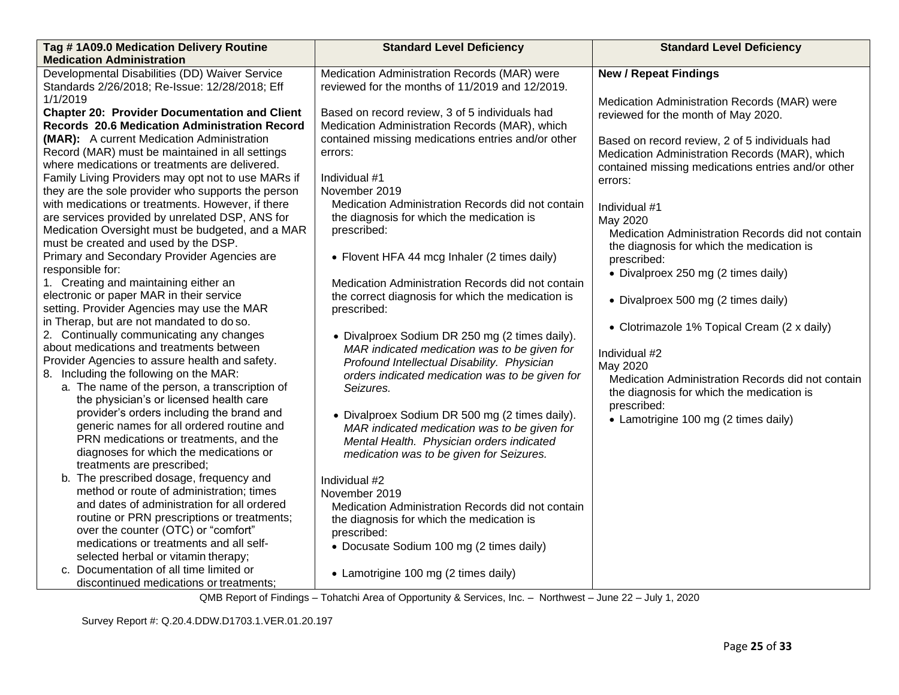| Tag # 1A09.0 Medication Delivery Routine Medication Administration | Standard Level Deficiency | Standard Level Deficiency |
|---|---|---|
| Developmental Disabilities (DD) Waiver Service Standards 2/26/2018; Re-Issue: 12/28/2018; Eff 1/1/2019<br>**Chapter 20: Provider Documentation and Client Records 20.6 Medication Administration Record (MAR):** A current Medication Administration Record (MAR) must be maintained in all settings where medications or treatments are delivered. Family Living Providers may opt not to use MARs if they are the sole provider who supports the person with medications or treatments. However, if there are services provided by unrelated DSP, ANS for Medication Oversight must be budgeted, and a MAR must be created and used by the DSP.<br>Primary and Secondary Provider Agencies are responsible for:<br>1. Creating and maintaining either an electronic or paper MAR in their service setting. Provider Agencies may use the MAR in Therap, but are not mandated to do so.<br>2. Continually communicating any changes about medications and treatments between Provider Agencies to assure health and safety.<br>8. Including the following on the MAR:<br>a. The name of the person, a transcription of the physician's or licensed health care provider's orders including the brand and generic names for all ordered routine and PRN medications or treatments, and the diagnoses for which the medications or treatments are prescribed;<br>b. The prescribed dosage, frequency and method or route of administration; times and dates of administration for all ordered routine or PRN prescriptions or treatments; over the counter (OTC) or "comfort" medications or treatments and all self-selected herbal or vitamin therapy;<br>c. Documentation of all time limited or discontinued medications or treatments; | Medication Administration Records (MAR) were reviewed for the months of 11/2019 and 12/2019.<br><br>Based on record review, 3 of 5 individuals had Medication Administration Records (MAR), which contained missing medications entries and/or other errors:<br><br>Individual #1<br>November 2019<br>Medication Administration Records did not contain the diagnosis for which the medication is prescribed:<br><br>• Flovent HFA 44 mcg Inhaler (2 times daily)<br><br>Medication Administration Records did not contain the correct diagnosis for which the medication is prescribed:<br><br>• Divalproex Sodium DR 250 mg (2 times daily). *MAR indicated medication was to be given for Profound Intellectual Disability. Physician orders indicated medication was to be given for Seizures.*<br><br>• Divalproex Sodium DR 500 mg (2 times daily). *MAR indicated medication was to be given for Mental Health. Physician orders indicated medication was to be given for Seizures.*<br><br>Individual #2<br>November 2019<br>Medication Administration Records did not contain the diagnosis for which the medication is prescribed:<br>• Docusate Sodium 100 mg (2 times daily)<br><br>• Lamotrigine 100 mg (2 times daily) | **New / Repeat Findings**<br><br>Medication Administration Records (MAR) were reviewed for the month of May 2020.<br><br>Based on record review, 2 of 5 individuals had Medication Administration Records (MAR), which contained missing medications entries and/or other errors:<br><br>Individual #1<br>May 2020<br>Medication Administration Records did not contain the diagnosis for which the medication is prescribed:<br>• Divalproex 250 mg (2 times daily)<br><br>• Divalproex 500 mg (2 times daily)<br><br>• Clotrimazole 1% Topical Cream (2 x daily)<br><br>Individual #2<br>May 2020<br>Medication Administration Records did not contain the diagnosis for which the medication is prescribed:<br>• Lamotrigine 100 mg (2 times daily) |

QMB Report of Findings – Tohatchi Area of Opportunity & Services, Inc. – Northwest – June 22 – July 1, 2020

Survey Report #: Q.20.4.DDW.D1703.1.VER.01.20.197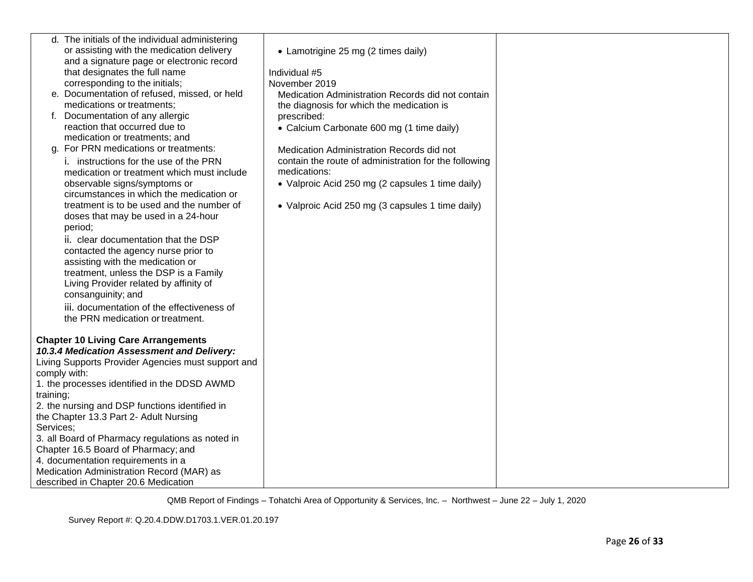| | | |
|---|---|---|
| d. The initials of the individual administering or assisting with the medication delivery and a signature page or electronic record that designates the full name corresponding to the initials;<br>e. Documentation of refused, missed, or held medications or treatments;<br>f. Documentation of any allergic reaction that occurred due to medication or treatments; and<br>g. For PRN medications or treatments:<br>i. instructions for the use of the PRN medication or treatment which must include observable signs/symptoms or circumstances in which the medication or treatment is to be used and the number of doses that may be used in a 24-hour period;<br>ii. clear documentation that the DSP contacted the agency nurse prior to assisting with the medication or treatment, unless the DSP is a Family Living Provider related by affinity of consanguinity; and<br>iii. documentation of the effectiveness of the PRN medication or treatment.<br><br>**Chapter 10 Living Care Arrangements**<br>***10.3.4 Medication Assessment and Delivery:***<br>Living Supports Provider Agencies must support and comply with:<br>1. the processes identified in the DDSD AWMD training;<br>2. the nursing and DSP functions identified in the Chapter 13.3 Part 2- Adult Nursing Services;<br>3. all Board of Pharmacy regulations as noted in Chapter 16.5 Board of Pharmacy; and<br>4. documentation requirements in a Medication Administration Record (MAR) as described in Chapter 20.6 Medication | • Lamotrigine 25 mg (2 times daily)<br><br>Individual #5<br>November 2019<br>Medication Administration Records did not contain the diagnosis for which the medication is prescribed:<br>• Calcium Carbonate 600 mg (1 time daily)<br><br>Medication Administration Records did not contain the route of administration for the following medications:<br>• Valproic Acid 250 mg (2 capsules 1 time daily)<br><br>• Valproic Acid 250 mg (3 capsules 1 time daily) | |

QMB Report of Findings – Tohatchi Area of Opportunity & Services, Inc. – Northwest – June 22 – July 1, 2020

Survey Report #: Q.20.4.DDW.D1703.1.VER.01.20.197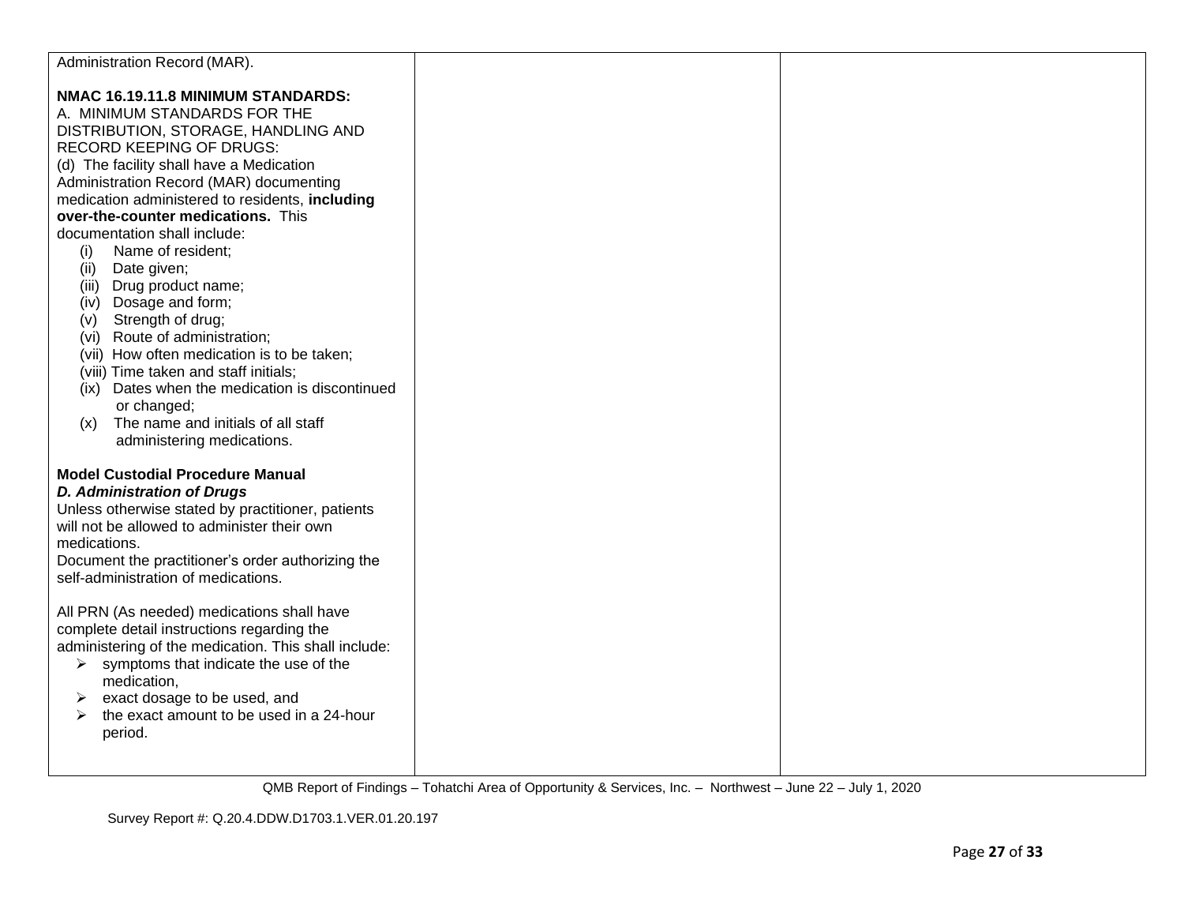| | | |
|---|---|---|
| Administration Record (MAR).<br><br>**NMAC 16.19.11.8 MINIMUM STANDARDS:**<br>A. MINIMUM STANDARDS FOR THE DISTRIBUTION, STORAGE, HANDLING AND RECORD KEEPING OF DRUGS:<br>(d) The facility shall have a Medication Administration Record (MAR) documenting medication administered to residents, **including over-the-counter medications.** This documentation shall include:<br>(i) Name of resident;<br>(ii) Date given;<br>(iii) Drug product name;<br>(iv) Dosage and form;<br>(v) Strength of drug;<br>(vi) Route of administration;<br>(vii) How often medication is to be taken;<br>(viii) Time taken and staff initials;<br>(ix) Dates when the medication is discontinued or changed;<br>(x) The name and initials of all staff administering medications.<br><br>**Model Custodial Procedure Manual**<br>***D. Administration of Drugs***<br>Unless otherwise stated by practitioner, patients will not be allowed to administer their own medications.<br>Document the practitioner's order authorizing the self-administration of medications.<br><br>All PRN (As needed) medications shall have complete detail instructions regarding the administering of the medication. This shall include:<br>➢ symptoms that indicate the use of the medication,<br>➢ exact dosage to be used, and<br>➢ the exact amount to be used in a 24-hour period. | | |

QMB Report of Findings – Tohatchi Area of Opportunity & Services, Inc. – Northwest – June 22 – July 1, 2020

Survey Report #: Q.20.4.DDW.D1703.1.VER.01.20.197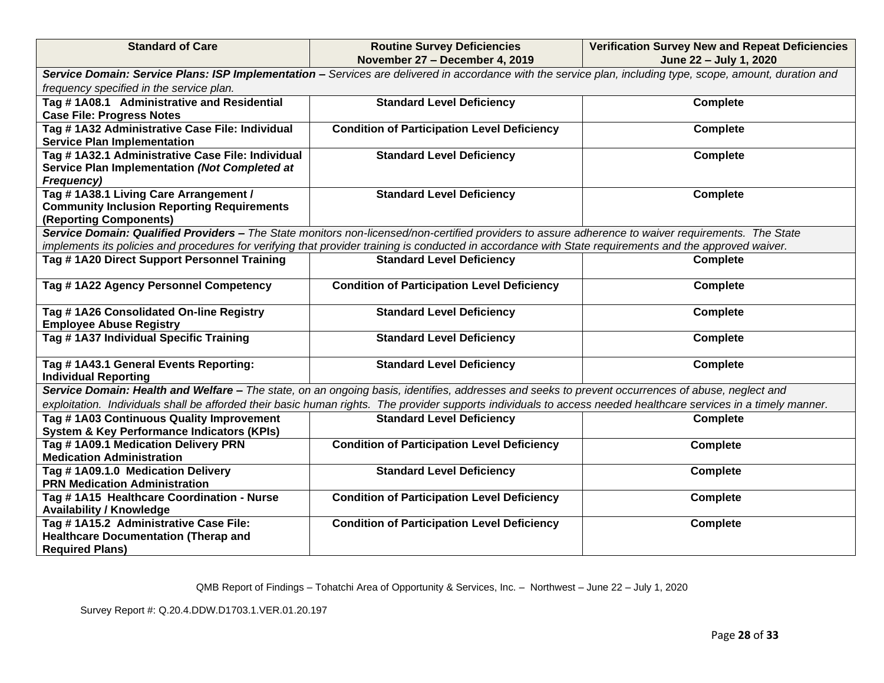| Standard of Care | Routine Survey Deficiencies November 27 – December 4, 2019 | Verification Survey New and Repeat Deficiencies June 22 – July 1, 2020 |
|---|---|---|
| ***Service Domain: Service Plans: ISP Implementation –*** *Services are delivered in accordance with the service plan, including type, scope, amount, duration and frequency specified in the service plan.* | | |
| **Tag # 1A08.1 Administrative and Residential Case File: Progress Notes** | **Standard Level Deficiency** | **Complete** |
| **Tag # 1A32 Administrative Case File: Individual Service Plan Implementation** | **Condition of Participation Level Deficiency** | **Complete** |
| **Tag # 1A32.1 Administrative Case File: Individual Service Plan Implementation *(Not Completed at Frequency)*** | **Standard Level Deficiency** | **Complete** |
| **Tag # 1A38.1 Living Care Arrangement / Community Inclusion Reporting Requirements (Reporting Components)** | **Standard Level Deficiency** | **Complete** |
| ***Service Domain: Qualified Providers –*** *The State monitors non-licensed/non-certified providers to assure adherence to waiver requirements. The State implements its policies and procedures for verifying that provider training is conducted in accordance with State requirements and the approved waiver.* | | |
| **Tag # 1A20 Direct Support Personnel Training** | **Standard Level Deficiency** | **Complete** |
| **Tag # 1A22 Agency Personnel Competency** | **Condition of Participation Level Deficiency** | **Complete** |
| **Tag # 1A26 Consolidated On-line Registry Employee Abuse Registry** | **Standard Level Deficiency** | **Complete** |
| **Tag # 1A37 Individual Specific Training** | **Standard Level Deficiency** | **Complete** |
| **Tag # 1A43.1 General Events Reporting: Individual Reporting** | **Standard Level Deficiency** | **Complete** |
| ***Service Domain: Health and Welfare –*** *The state, on an ongoing basis, identifies, addresses and seeks to prevent occurrences of abuse, neglect and exploitation. Individuals shall be afforded their basic human rights. The provider supports individuals to access needed healthcare services in a timely manner.* | | |
| **Tag # 1A03 Continuous Quality Improvement System & Key Performance Indicators (KPIs)** | **Standard Level Deficiency** | **Complete** |
| **Tag # 1A09.1 Medication Delivery PRN Medication Administration** | **Condition of Participation Level Deficiency** | **Complete** |
| **Tag # 1A09.1.0 Medication Delivery PRN Medication Administration** | **Standard Level Deficiency** | **Complete** |
| **Tag # 1A15 Healthcare Coordination - Nurse Availability / Knowledge** | **Condition of Participation Level Deficiency** | **Complete** |
| **Tag # 1A15.2 Administrative Case File: Healthcare Documentation (Therap and Required Plans)** | **Condition of Participation Level Deficiency** | **Complete** |

QMB Report of Findings – Tohatchi Area of Opportunity & Services, Inc. – Northwest – June 22 – July 1, 2020

Survey Report #: Q.20.4.DDW.D1703.1.VER.01.20.197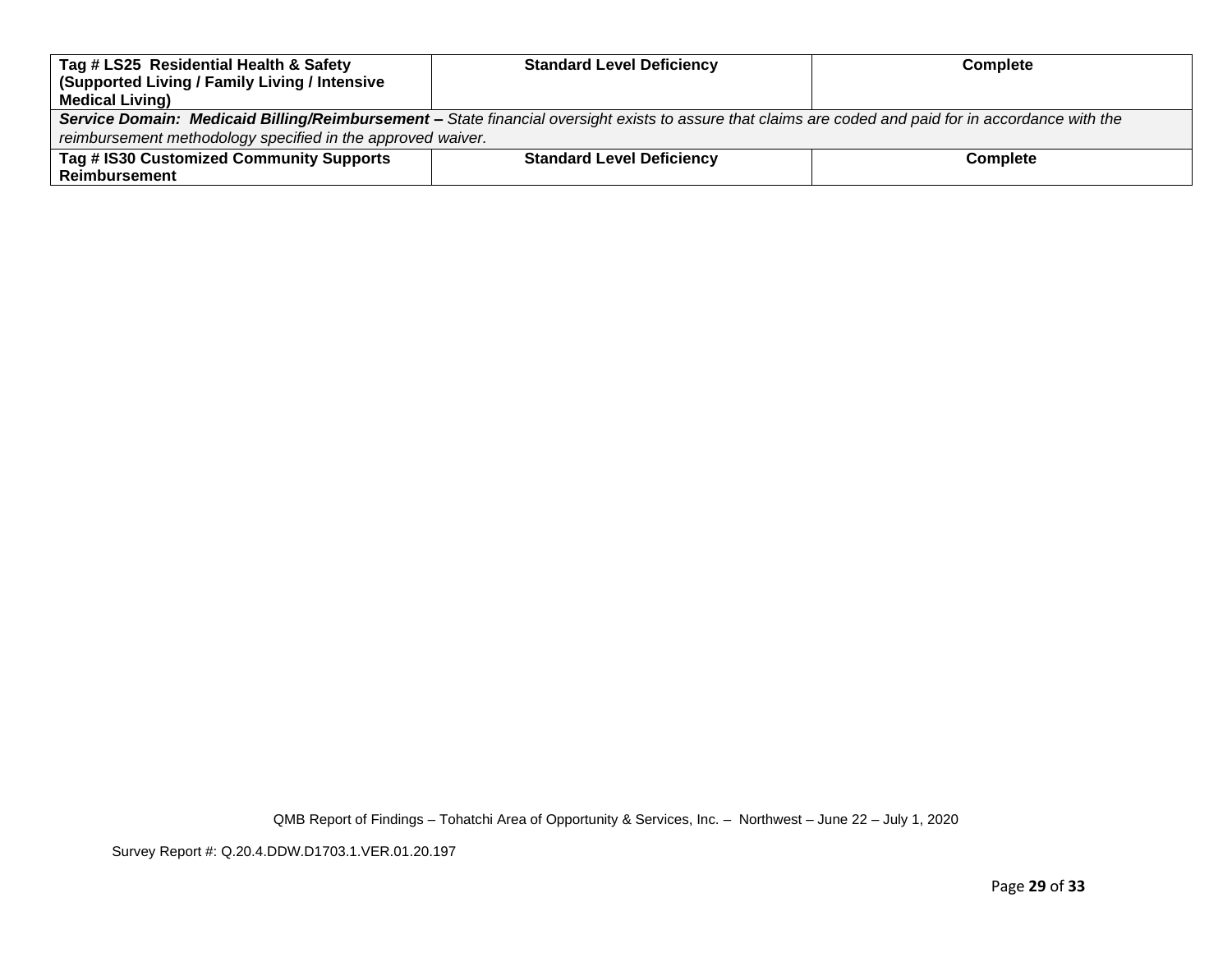| **Tag # LS25 Residential Health & Safety (Supported Living / Family Living / Intensive Medical Living)** | **Standard Level Deficiency** | **Complete** |
|---|---|---|
| ***Service Domain: Medicaid Billing/Reimbursement –*** *State financial oversight exists to assure that claims are coded and paid for in accordance with the reimbursement methodology specified in the approved waiver.* | | |
| **Tag # IS30 Customized Community Supports Reimbursement** | **Standard Level Deficiency** | **Complete** |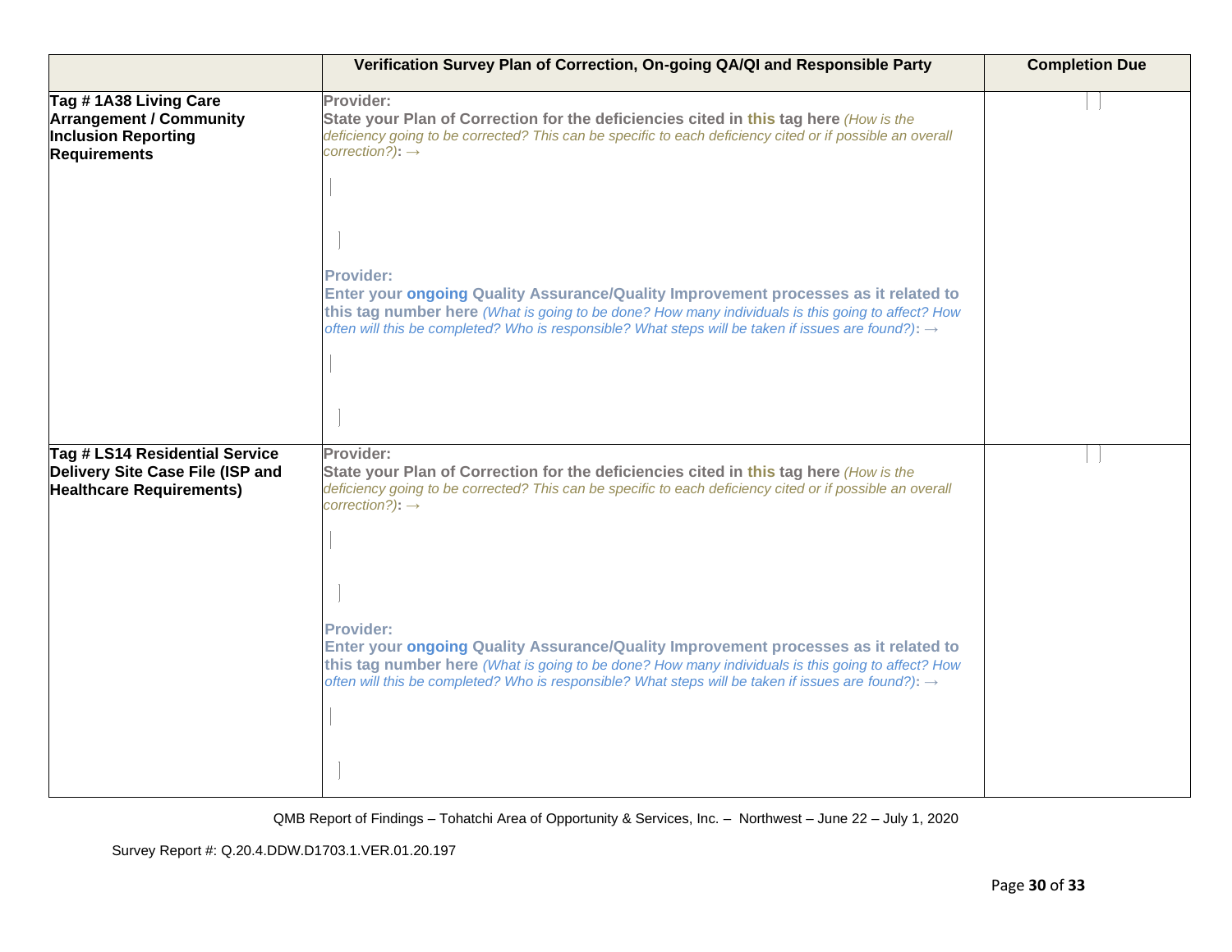| | Verification Survey Plan of Correction, On-going QA/QI and Responsible Party | Completion Due |
|---|---|---|
| **Tag # 1A38 Living Care Arrangement / Community Inclusion Reporting Requirements** | **Provider:** **State your Plan of Correction for the deficiencies cited in this tag here** *(How is the deficiency going to be corrected? This can be specific to each deficiency cited or if possible an overall correction?)*: → <br><br> **Provider:** **Enter your ongoing Quality Assurance/Quality Improvement processes as it related to this tag number here** *(What is going to be done? How many individuals is this going to affect? How often will this be completed? Who is responsible? What steps will be taken if issues are found?)*: → | |
| **Tag # LS14 Residential Service Delivery Site Case File (ISP and Healthcare Requirements)** | **Provider:** **State your Plan of Correction for the deficiencies cited in this tag here** *(How is the deficiency going to be corrected? This can be specific to each deficiency cited or if possible an overall correction?)*: → <br><br> **Provider:** **Enter your ongoing Quality Assurance/Quality Improvement processes as it related to this tag number here** *(What is going to be done? How many individuals is this going to affect? How often will this be completed? Who is responsible? What steps will be taken if issues are found?)*: → | |

QMB Report of Findings – Tohatchi Area of Opportunity & Services, Inc. – Northwest – June 22 – July 1, 2020

Survey Report #: Q.20.4.DDW.D1703.1.VER.01.20.197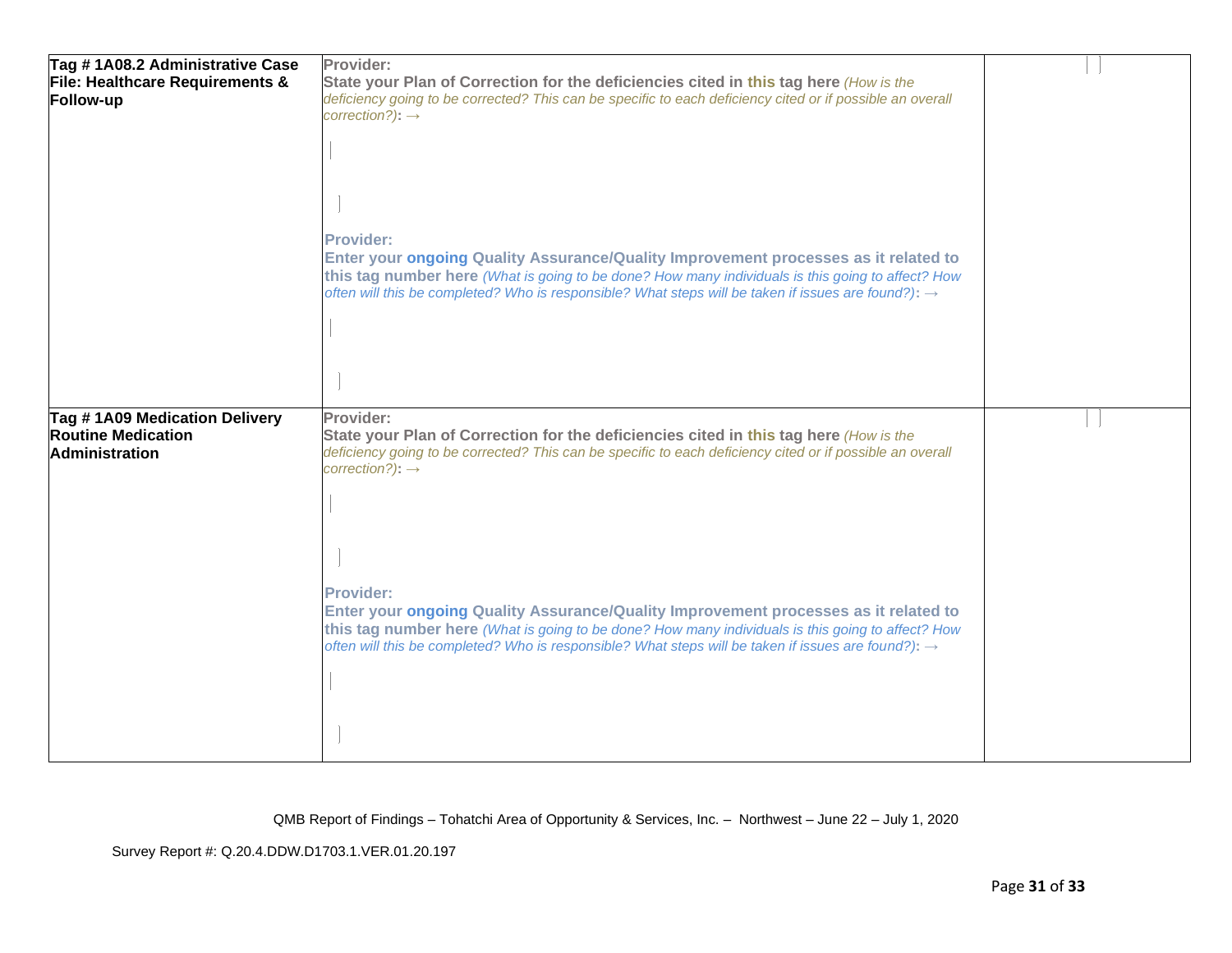| | | |
|---|---|---|
| **Tag # 1A08.2 Administrative Case File: Healthcare Requirements & Follow-up** | **Provider:**<br>**State your Plan of Correction for the deficiencies cited in this tag here** *(How is the deficiency going to be corrected? This can be specific to each deficiency cited or if possible an overall correction?)*: →<br><br><br>**Provider:**<br>**Enter your ongoing Quality Assurance/Quality Improvement processes as it related to this tag number here** *(What is going to be done? How many individuals is this going to affect? How often will this be completed? Who is responsible? What steps will be taken if issues are found?)*: → | |
| **Tag # 1A09 Medication Delivery Routine Medication Administration** | **Provider:**<br>**State your Plan of Correction for the deficiencies cited in this tag here** *(How is the deficiency going to be corrected? This can be specific to each deficiency cited or if possible an overall correction?)*: →<br><br><br>**Provider:**<br>**Enter your ongoing Quality Assurance/Quality Improvement processes as it related to this tag number here** *(What is going to be done? How many individuals is this going to affect? How often will this be completed? Who is responsible? What steps will be taken if issues are found?)*: → | |

QMB Report of Findings – Tohatchi Area of Opportunity & Services, Inc. – Northwest – June 22 – July 1, 2020

Survey Report #: Q.20.4.DDW.D1703.1.VER.01.20.197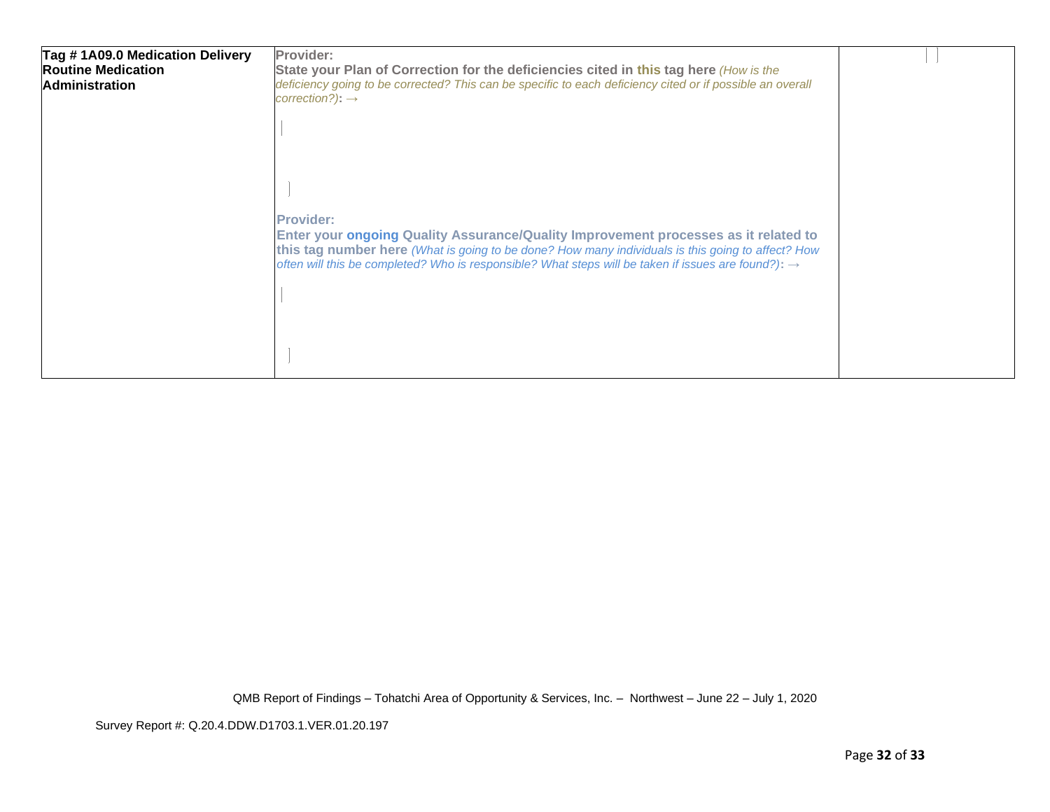| | | |
|---|---|---|
| **Tag # 1A09.0 Medication Delivery Routine Medication Administration** | **Provider:**<br>**State your Plan of Correction for the deficiencies cited in this tag here** *(How is the deficiency going to be corrected? This can be specific to each deficiency cited or if possible an overall correction?)*: →<br><br><br><br>**Provider:**<br>**Enter your ongoing Quality Assurance/Quality Improvement processes as it related to this tag number here** *(What is going to be done? How many individuals is this going to affect? How often will this be completed? Who is responsible? What steps will be taken if issues are found?)*: → | |

QMB Report of Findings – Tohatchi Area of Opportunity & Services, Inc. – Northwest – June 22 – July 1, 2020

Survey Report #: Q.20.4.DDW.D1703.1.VER.01.20.197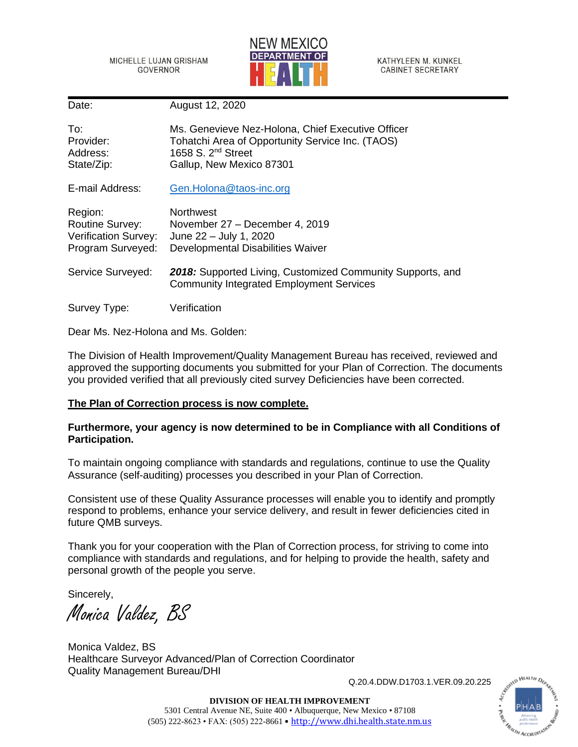MICHELLE LUJAN GRISHAM
GOVERNOR

NEW MEXICO
DEPARTMENT OF
HEALTH

KATHYLEEN M. KUNKEL
CABINET SECRETARY

| | |
|---|---|
| Date: | August 12, 2020 |
| To: | Ms. Genevieve Nez-Holona, Chief Executive Officer |
| Provider: | Tohatchi Area of Opportunity Service Inc. (TAOS) |
| Address: | 1658 S. 2nd Street |
| State/Zip: | Gallup, New Mexico 87301 |
| E-mail Address: | Gen.Holona@taos-inc.org |
| Region: | Northwest |
| Routine Survey: | November 27 – December 4, 2019 |
| Verification Survey: | June 22 – July 1, 2020 |
| Program Surveyed: | Developmental Disabilities Waiver |
| Service Surveyed: | ***2018:*** Supported Living, Customized Community Supports, and Community Integrated Employment Services |
| Survey Type: | Verification |

Dear Ms. Nez-Holona and Ms. Golden:

The Division of Health Improvement/Quality Management Bureau has received, reviewed and approved the supporting documents you submitted for your Plan of Correction. The documents you provided verified that all previously cited survey Deficiencies have been corrected.

**The Plan of Correction process is now complete.**

**Furthermore, your agency is now determined to be in Compliance with all Conditions of Participation.**

To maintain ongoing compliance with standards and regulations, continue to use the Quality Assurance (self-auditing) processes you described in your Plan of Correction.

Consistent use of these Quality Assurance processes will enable you to identify and promptly respond to problems, enhance your service delivery, and result in fewer deficiencies cited in future QMB surveys.

Thank you for your cooperation with the Plan of Correction process, for striving to come into compliance with standards and regulations, and for helping to provide the health, safety and personal growth of the people you serve.

Sincerely,

*Monica Valdez, BS*

Monica Valdez, BS
Healthcare Surveyor Advanced/Plan of Correction Coordinator
Quality Management Bureau/DHI

Q.20.4.DDW.D1703.1.VER.09.20.225

**DIVISION OF HEALTH IMPROVEMENT**
5301 Central Avenue NE, Suite 400 • Albuquerque, New Mexico • 87108
(505) 222-8623 • FAX: (505) 222-8661 • http://www.dhi.health.state.nm.us